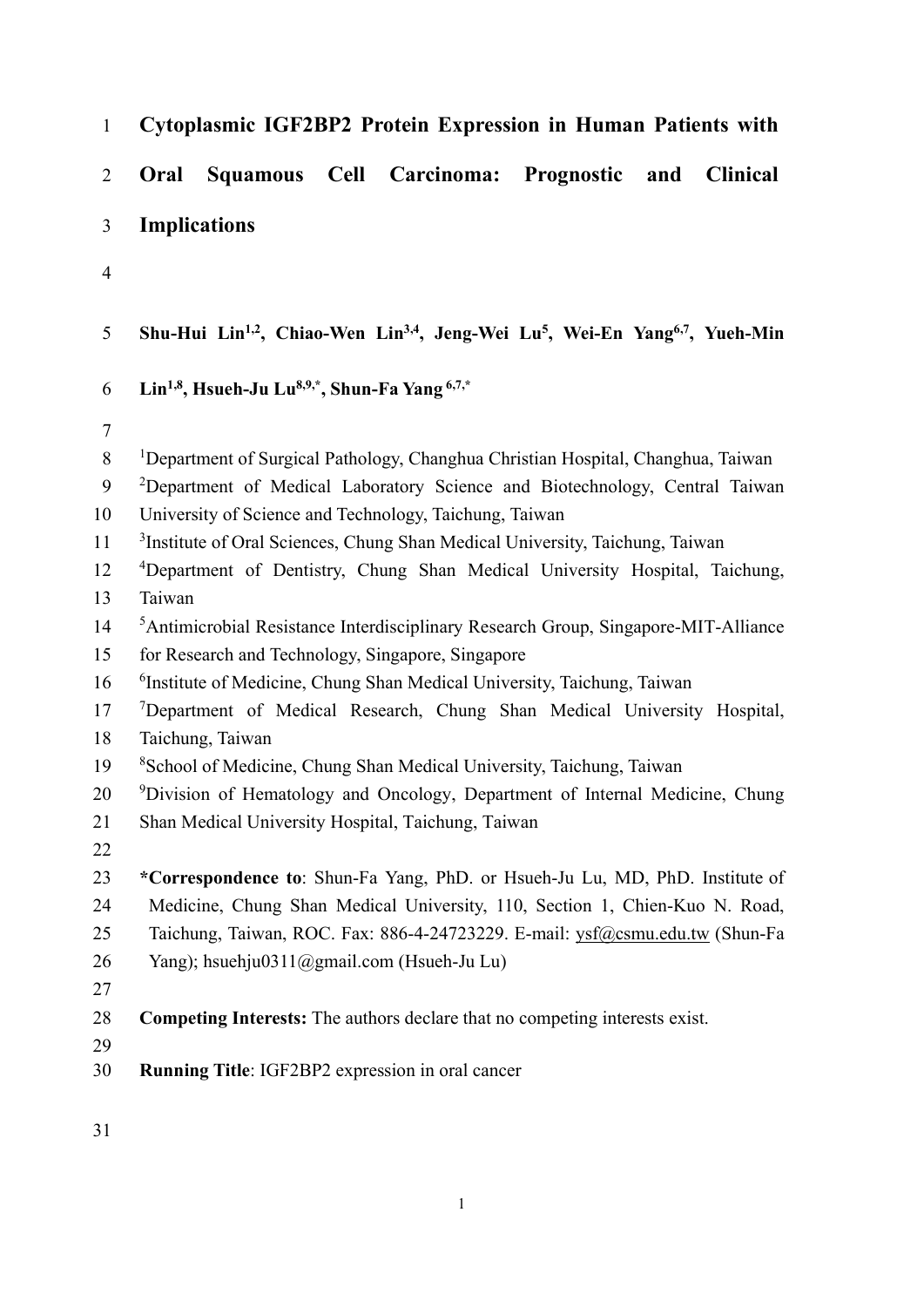# Cytoplasmic IGF2BP2 Protein Expression in Human Patients with Oral Squamous Cell Carcinoma: Prognostic and Clinical Implications

**Shu-Hui Lin[1,2], Chiao-Wen Lin[3,4], Jeng-Wei Lu[5], Wei-En Yang[6,7], Yueh-Min Lin[1,8], Hsueh-Ju Lu[8,9,*], Shun-Fa Yang [6,7,*]**

[1]Department of Surgical Pathology, Changhua Christian Hospital, Changhua, Taiwan
[2]Department of Medical Laboratory Science and Biotechnology, Central Taiwan University of Science and Technology, Taichung, Taiwan
[3]Institute of Oral Sciences, Chung Shan Medical University, Taichung, Taiwan
[4]Department of Dentistry, Chung Shan Medical University Hospital, Taichung, Taiwan
[5]Antimicrobial Resistance Interdisciplinary Research Group, Singapore-MIT-Alliance for Research and Technology, Singapore, Singapore
[6]Institute of Medicine, Chung Shan Medical University, Taichung, Taiwan
[7]Department of Medical Research, Chung Shan Medical University Hospital, Taichung, Taiwan
[8]School of Medicine, Chung Shan Medical University, Taichung, Taiwan
[9]Division of Hematology and Oncology, Department of Internal Medicine, Chung Shan Medical University Hospital, Taichung, Taiwan

**\*Correspondence to**: Shun-Fa Yang, PhD. or Hsueh-Ju Lu, MD, PhD. Institute of Medicine, Chung Shan Medical University, 110, Section 1, Chien-Kuo N. Road, Taichung, Taiwan, ROC. Fax: 886-4-24723229. E-mail: ysf@csmu.edu.tw (Shun-Fa Yang); hsuehju0311@gmail.com (Hsueh-Ju Lu)

**Competing Interests:** The authors declare that no competing interests exist.

**Running Title**: IGF2BP2 expression in oral cancer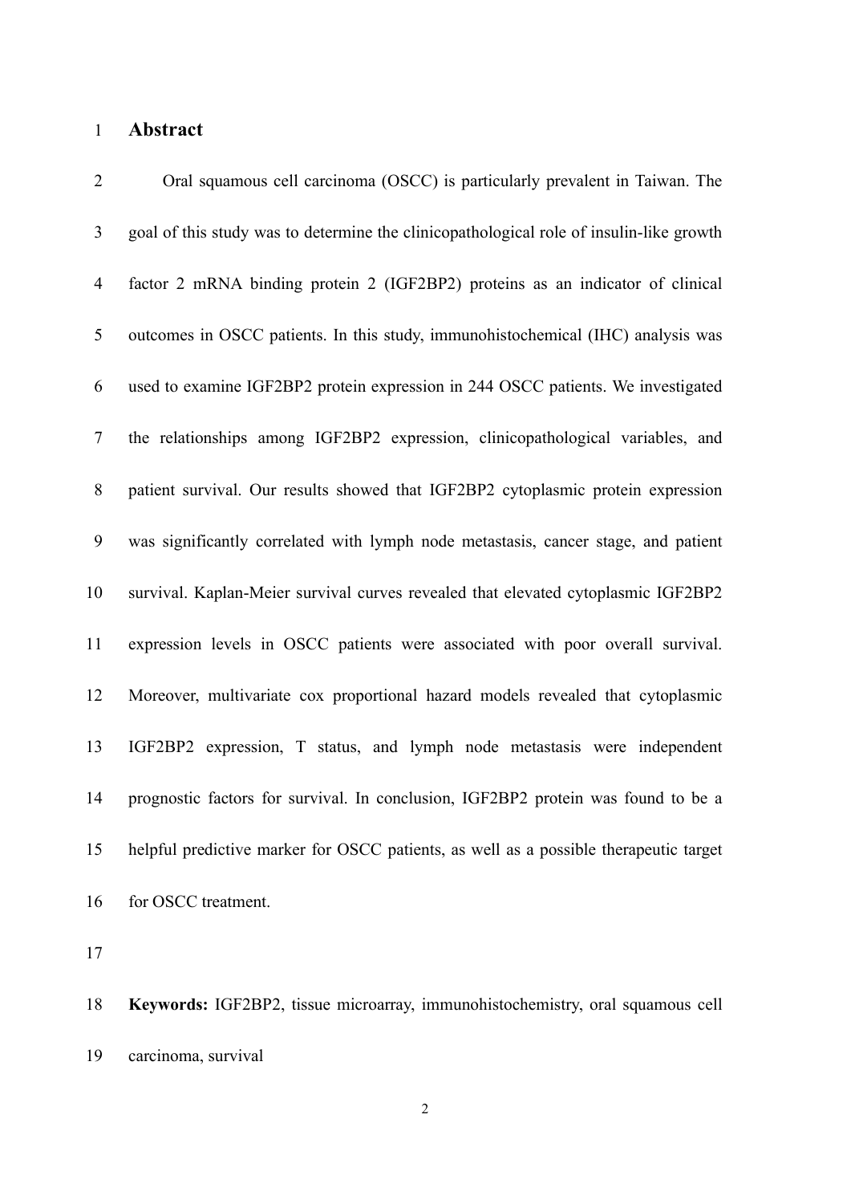# Abstract

Oral squamous cell carcinoma (OSCC) is particularly prevalent in Taiwan. The goal of this study was to determine the clinicopathological role of insulin-like growth factor 2 mRNA binding protein 2 (IGF2BP2) proteins as an indicator of clinical outcomes in OSCC patients. In this study, immunohistochemical (IHC) analysis was used to examine IGF2BP2 protein expression in 244 OSCC patients. We investigated the relationships among IGF2BP2 expression, clinicopathological variables, and patient survival. Our results showed that IGF2BP2 cytoplasmic protein expression was significantly correlated with lymph node metastasis, cancer stage, and patient survival. Kaplan-Meier survival curves revealed that elevated cytoplasmic IGF2BP2 expression levels in OSCC patients were associated with poor overall survival. Moreover, multivariate cox proportional hazard models revealed that cytoplasmic IGF2BP2 expression, T status, and lymph node metastasis were independent prognostic factors for survival. In conclusion, IGF2BP2 protein was found to be a helpful predictive marker for OSCC patients, as well as a possible therapeutic target for OSCC treatment.

**Keywords:** IGF2BP2, tissue microarray, immunohistochemistry, oral squamous cell carcinoma, survival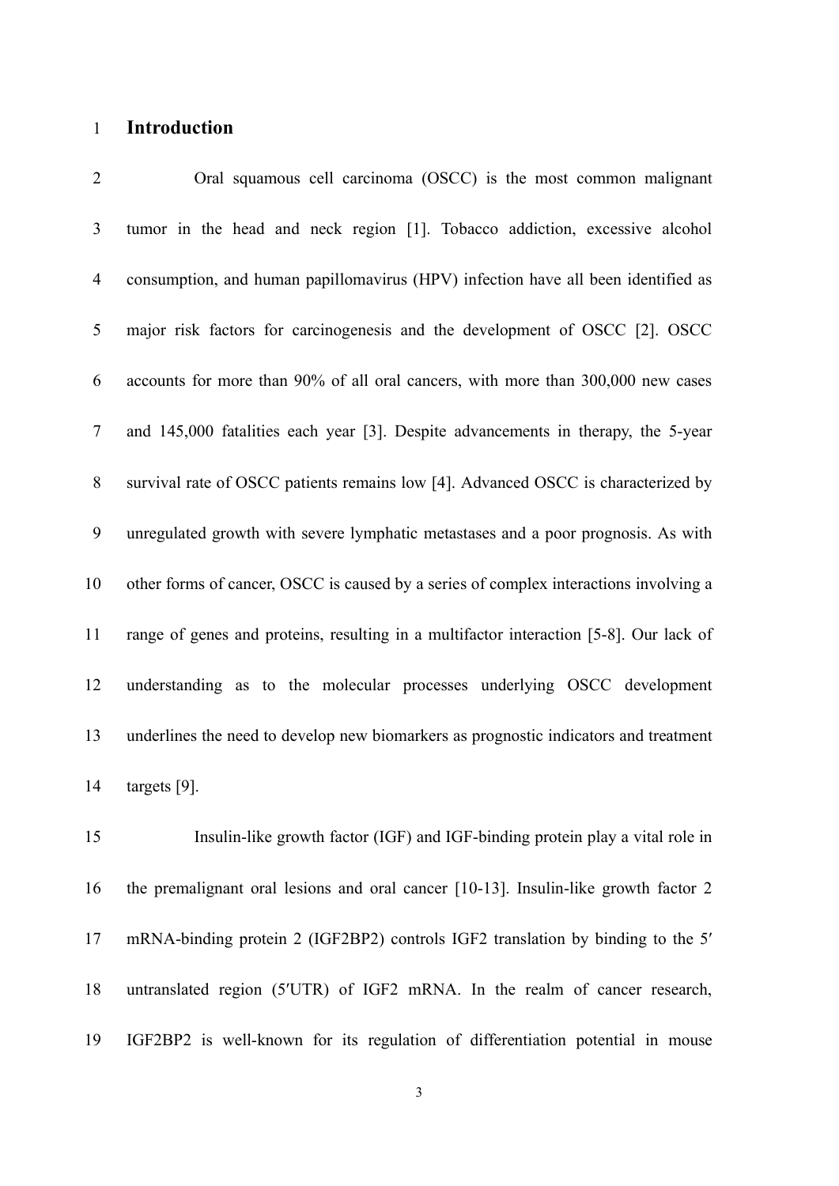# Introduction

Oral squamous cell carcinoma (OSCC) is the most common malignant tumor in the head and neck region [1]. Tobacco addiction, excessive alcohol consumption, and human papillomavirus (HPV) infection have all been identified as major risk factors for carcinogenesis and the development of OSCC [2]. OSCC accounts for more than 90% of all oral cancers, with more than 300,000 new cases and 145,000 fatalities each year [3]. Despite advancements in therapy, the 5-year survival rate of OSCC patients remains low [4]. Advanced OSCC is characterized by unregulated growth with severe lymphatic metastases and a poor prognosis. As with other forms of cancer, OSCC is caused by a series of complex interactions involving a range of genes and proteins, resulting in a multifactor interaction [5-8]. Our lack of understanding as to the molecular processes underlying OSCC development underlines the need to develop new biomarkers as prognostic indicators and treatment targets [9].

Insulin-like growth factor (IGF) and IGF-binding protein play a vital role in the premalignant oral lesions and oral cancer [10-13]. Insulin-like growth factor 2 mRNA-binding protein 2 (IGF2BP2) controls IGF2 translation by binding to the 5′ untranslated region (5′UTR) of IGF2 mRNA. In the realm of cancer research, IGF2BP2 is well-known for its regulation of differentiation potential in mouse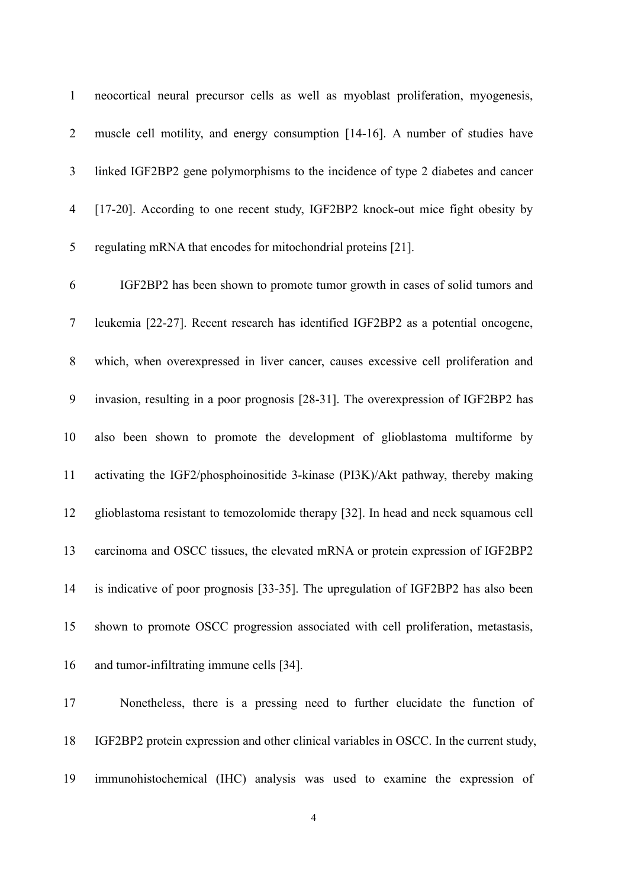neocortical neural precursor cells as well as myoblast proliferation, myogenesis, muscle cell motility, and energy consumption [14-16]. A number of studies have linked IGF2BP2 gene polymorphisms to the incidence of type 2 diabetes and cancer [17-20]. According to one recent study, IGF2BP2 knock-out mice fight obesity by regulating mRNA that encodes for mitochondrial proteins [21].

IGF2BP2 has been shown to promote tumor growth in cases of solid tumors and leukemia [22-27]. Recent research has identified IGF2BP2 as a potential oncogene, which, when overexpressed in liver cancer, causes excessive cell proliferation and invasion, resulting in a poor prognosis [28-31]. The overexpression of IGF2BP2 has also been shown to promote the development of glioblastoma multiforme by activating the IGF2/phosphoinositide 3-kinase (PI3K)/Akt pathway, thereby making glioblastoma resistant to temozolomide therapy [32]. In head and neck squamous cell carcinoma and OSCC tissues, the elevated mRNA or protein expression of IGF2BP2 is indicative of poor prognosis [33-35]. The upregulation of IGF2BP2 has also been shown to promote OSCC progression associated with cell proliferation, metastasis, and tumor-infiltrating immune cells [34].

Nonetheless, there is a pressing need to further elucidate the function of IGF2BP2 protein expression and other clinical variables in OSCC. In the current study, immunohistochemical (IHC) analysis was used to examine the expression of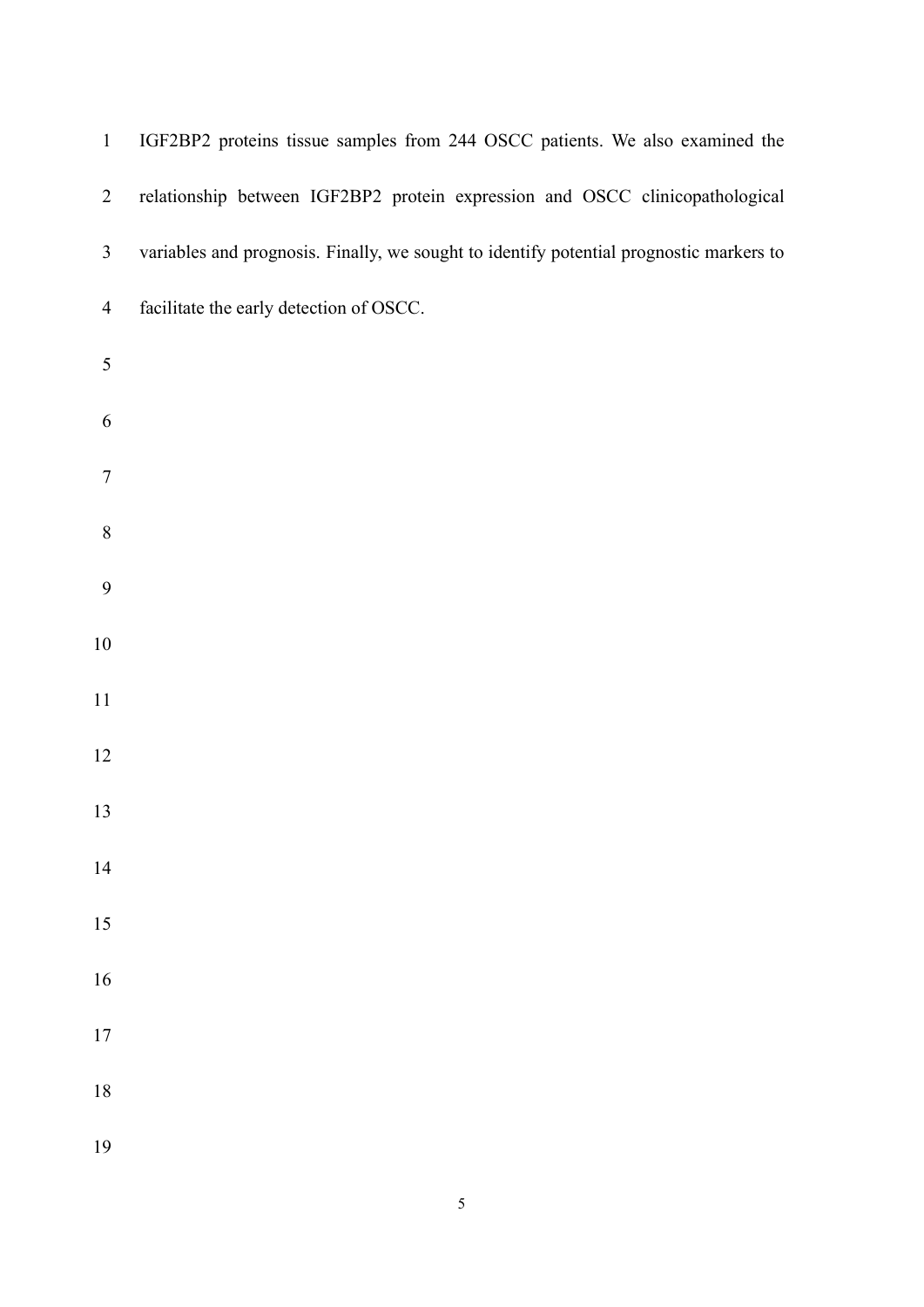IGF2BP2 proteins tissue samples from 244 OSCC patients. We also examined the relationship between IGF2BP2 protein expression and OSCC clinicopathological variables and prognosis. Finally, we sought to identify potential prognostic markers to facilitate the early detection of OSCC.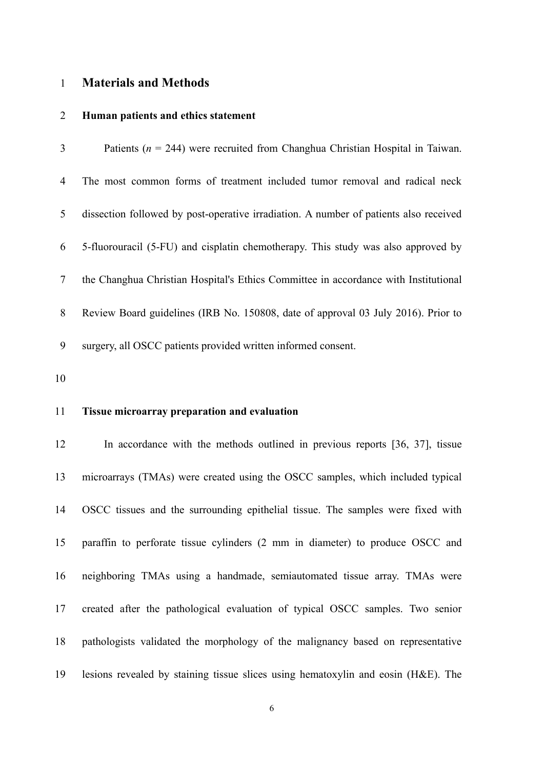# Materials and Methods

## Human patients and ethics statement

Patients (*n* = 244) were recruited from Changhua Christian Hospital in Taiwan. The most common forms of treatment included tumor removal and radical neck dissection followed by post-operative irradiation. A number of patients also received 5-fluorouracil (5-FU) and cisplatin chemotherapy. This study was also approved by the Changhua Christian Hospital's Ethics Committee in accordance with Institutional Review Board guidelines (IRB No. 150808, date of approval 03 July 2016). Prior to surgery, all OSCC patients provided written informed consent.

## Tissue microarray preparation and evaluation

In accordance with the methods outlined in previous reports [36, 37], tissue microarrays (TMAs) were created using the OSCC samples, which included typical OSCC tissues and the surrounding epithelial tissue. The samples were fixed with paraffin to perforate tissue cylinders (2 mm in diameter) to produce OSCC and neighboring TMAs using a handmade, semiautomated tissue array. TMAs were created after the pathological evaluation of typical OSCC samples. Two senior pathologists validated the morphology of the malignancy based on representative lesions revealed by staining tissue slices using hematoxylin and eosin (H&E). The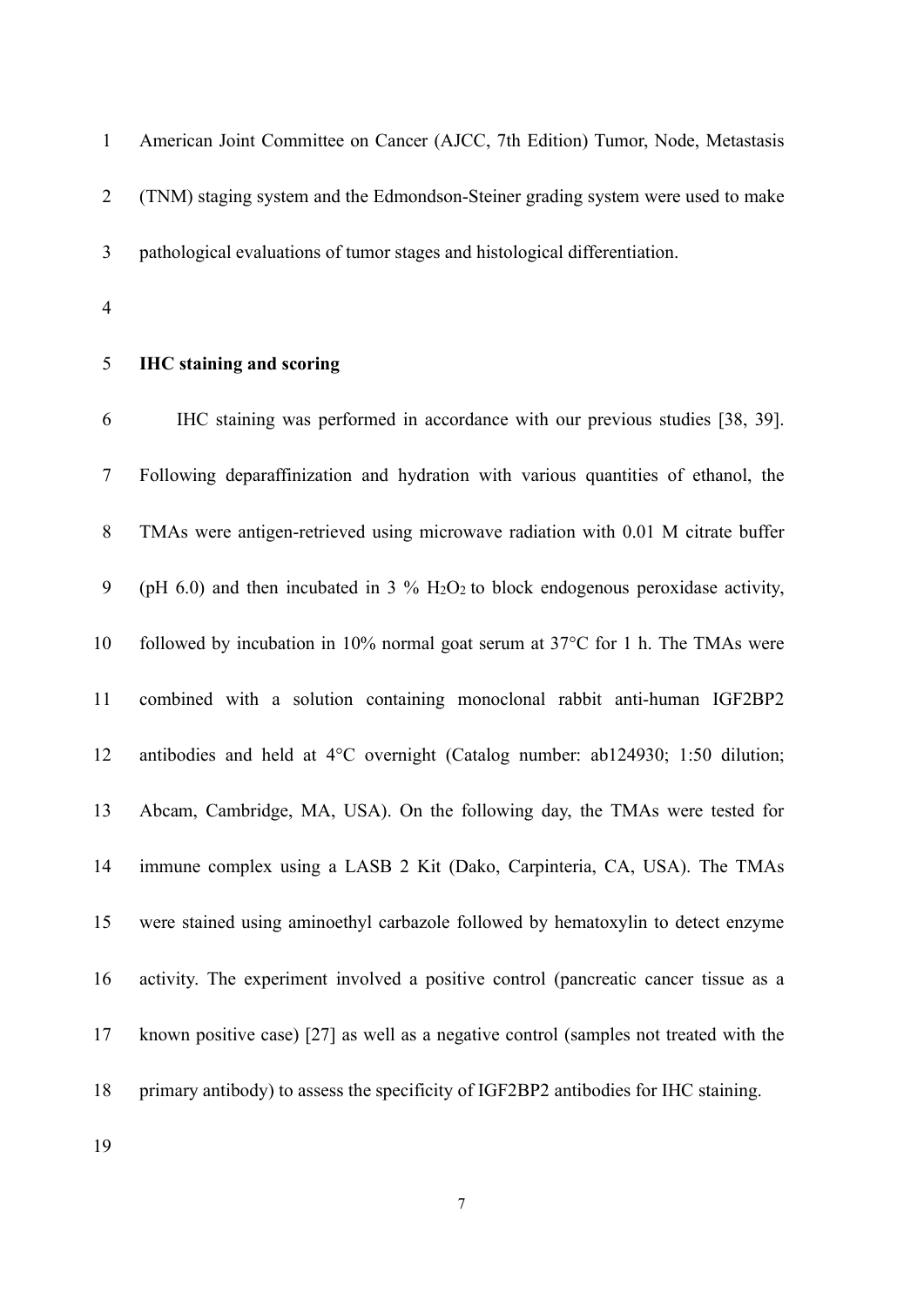American Joint Committee on Cancer (AJCC, 7th Edition) Tumor, Node, Metastasis (TNM) staging system and the Edmondson-Steiner grading system were used to make pathological evaluations of tumor stages and histological differentiation.

**IHC staining and scoring**

IHC staining was performed in accordance with our previous studies [38, 39]. Following deparaffinization and hydration with various quantities of ethanol, the TMAs were antigen-retrieved using microwave radiation with 0.01 M citrate buffer (pH 6.0) and then incubated in 3 % $H_2O_2$ to block endogenous peroxidase activity, followed by incubation in 10% normal goat serum at 37°C for 1 h. The TMAs were combined with a solution containing monoclonal rabbit anti-human IGF2BP2 antibodies and held at 4°C overnight (Catalog number: ab124930; 1:50 dilution; Abcam, Cambridge, MA, USA). On the following day, the TMAs were tested for immune complex using a LASB 2 Kit (Dako, Carpinteria, CA, USA). The TMAs were stained using aminoethyl carbazole followed by hematoxylin to detect enzyme activity. The experiment involved a positive control (pancreatic cancer tissue as a known positive case) [27] as well as a negative control (samples not treated with the primary antibody) to assess the specificity of IGF2BP2 antibodies for IHC staining.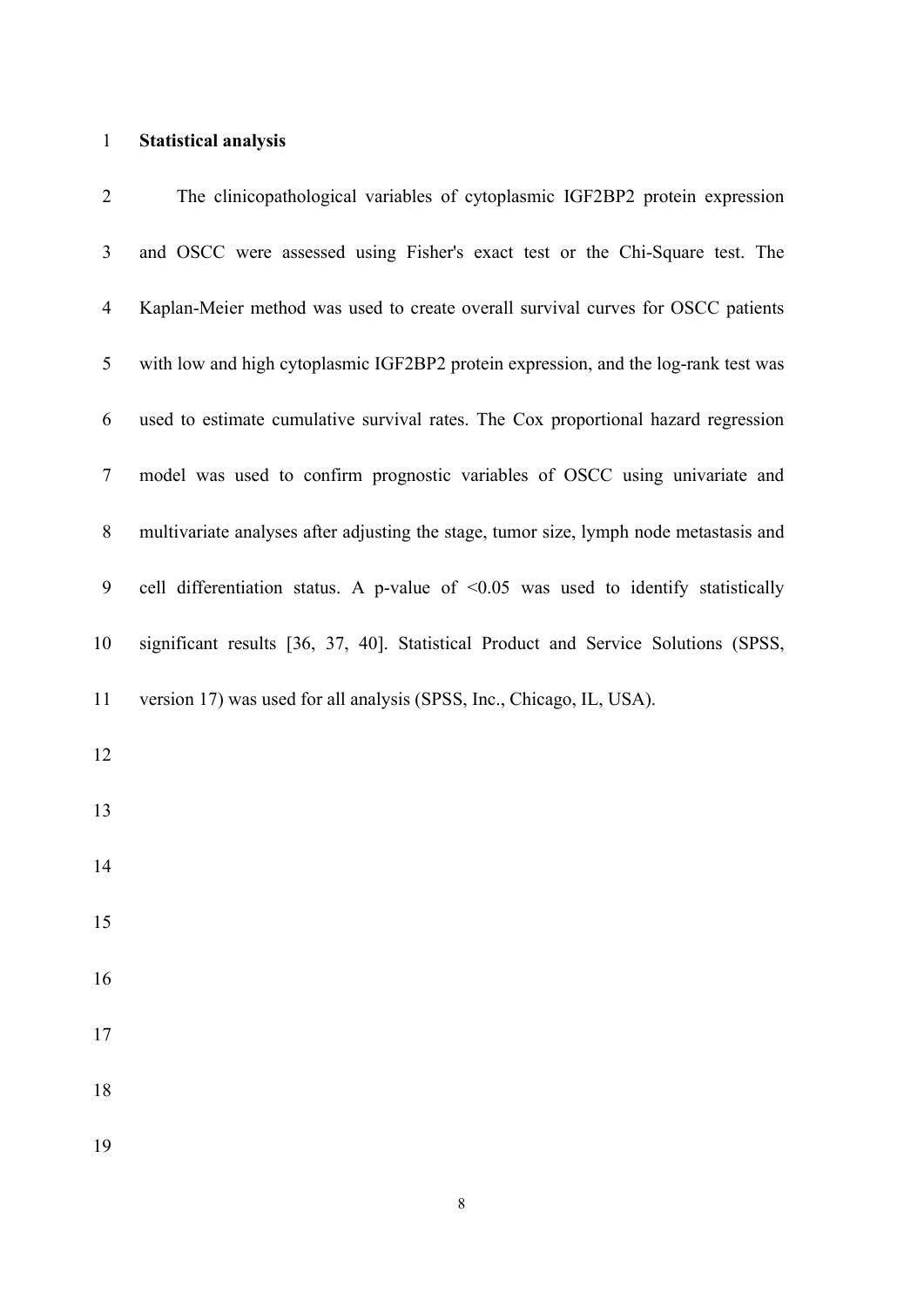## Statistical analysis

The clinicopathological variables of cytoplasmic IGF2BP2 protein expression and OSCC were assessed using Fisher's exact test or the Chi-Square test. The Kaplan-Meier method was used to create overall survival curves for OSCC patients with low and high cytoplasmic IGF2BP2 protein expression, and the log-rank test was used to estimate cumulative survival rates. The Cox proportional hazard regression model was used to confirm prognostic variables of OSCC using univariate and multivariate analyses after adjusting the stage, tumor size, lymph node metastasis and cell differentiation status. A p-value of <0.05 was used to identify statistically significant results [36, 37, 40]. Statistical Product and Service Solutions (SPSS, version 17) was used for all analysis (SPSS, Inc., Chicago, IL, USA).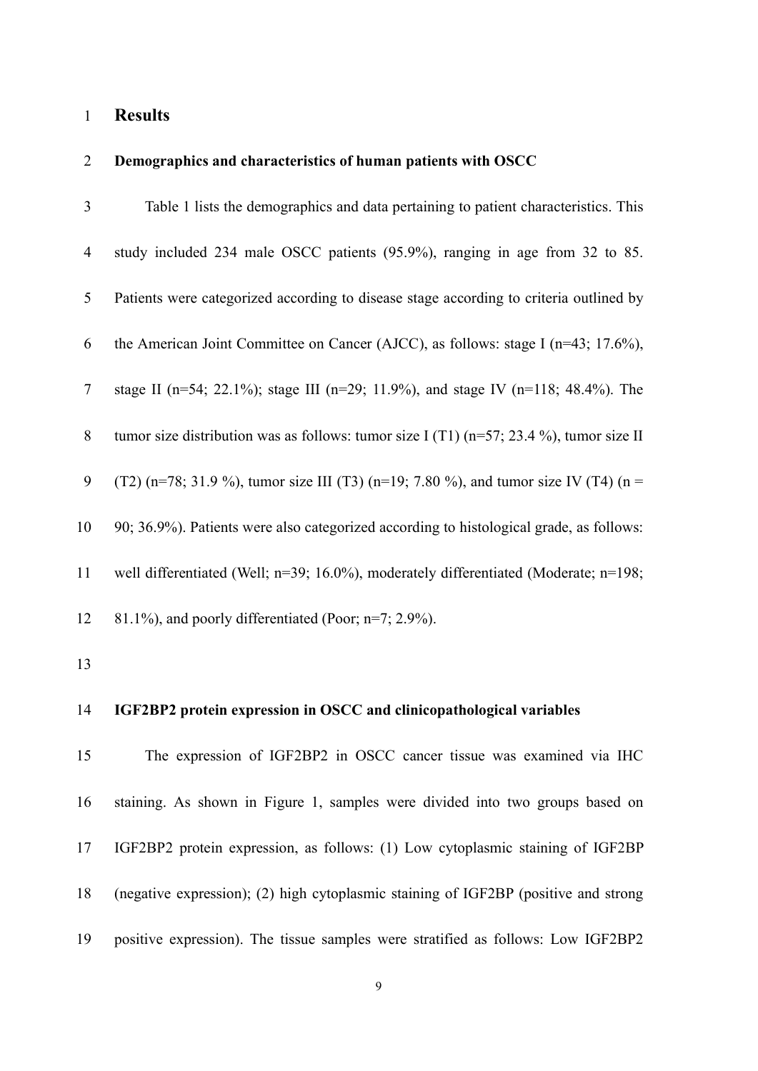# Results

## Demographics and characteristics of human patients with OSCC

Table 1 lists the demographics and data pertaining to patient characteristics. This study included 234 male OSCC patients (95.9%), ranging in age from 32 to 85. Patients were categorized according to disease stage according to criteria outlined by the American Joint Committee on Cancer (AJCC), as follows: stage I (n=43; 17.6%), stage II (n=54; 22.1%); stage III (n=29; 11.9%), and stage IV (n=118; 48.4%). The tumor size distribution was as follows: tumor size I (T1) (n=57; 23.4 %), tumor size II (T2) (n=78; 31.9 %), tumor size III (T3) (n=19; 7.80 %), and tumor size IV (T4) (n = 90; 36.9%). Patients were also categorized according to histological grade, as follows: well differentiated (Well; n=39; 16.0%), moderately differentiated (Moderate; n=198; 81.1%), and poorly differentiated (Poor; n=7; 2.9%).

## IGF2BP2 protein expression in OSCC and clinicopathological variables

The expression of IGF2BP2 in OSCC cancer tissue was examined via IHC staining. As shown in Figure 1, samples were divided into two groups based on IGF2BP2 protein expression, as follows: (1) Low cytoplasmic staining of IGF2BP (negative expression); (2) high cytoplasmic staining of IGF2BP (positive and strong positive expression). The tissue samples were stratified as follows: Low IGF2BP2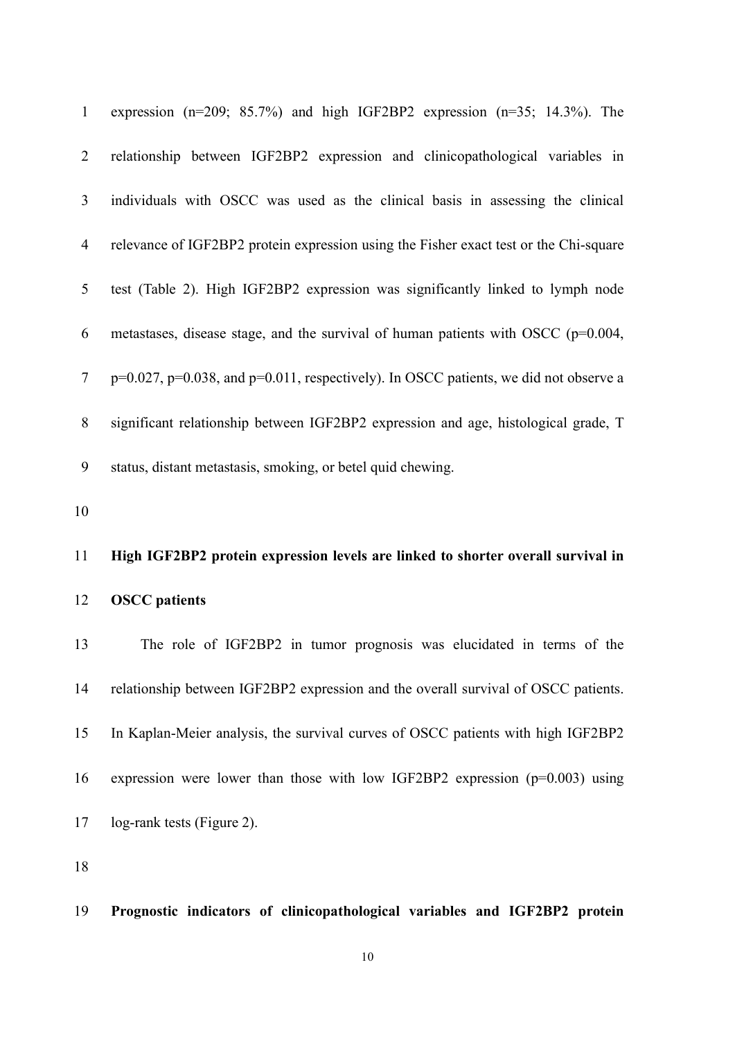expression (n=209; 85.7%) and high IGF2BP2 expression (n=35; 14.3%). The relationship between IGF2BP2 expression and clinicopathological variables in individuals with OSCC was used as the clinical basis in assessing the clinical relevance of IGF2BP2 protein expression using the Fisher exact test or the Chi-square test (Table 2). High IGF2BP2 expression was significantly linked to lymph node metastases, disease stage, and the survival of human patients with OSCC (p=0.004, p=0.027, p=0.038, and p=0.011, respectively). In OSCC patients, we did not observe a significant relationship between IGF2BP2 expression and age, histological grade, T status, distant metastasis, smoking, or betel quid chewing.

### High IGF2BP2 protein expression levels are linked to shorter overall survival in OSCC patients

The role of IGF2BP2 in tumor prognosis was elucidated in terms of the relationship between IGF2BP2 expression and the overall survival of OSCC patients. In Kaplan-Meier analysis, the survival curves of OSCC patients with high IGF2BP2 expression were lower than those with low IGF2BP2 expression (p=0.003) using log-rank tests (Figure 2).

### Prognostic indicators of clinicopathological variables and IGF2BP2 protein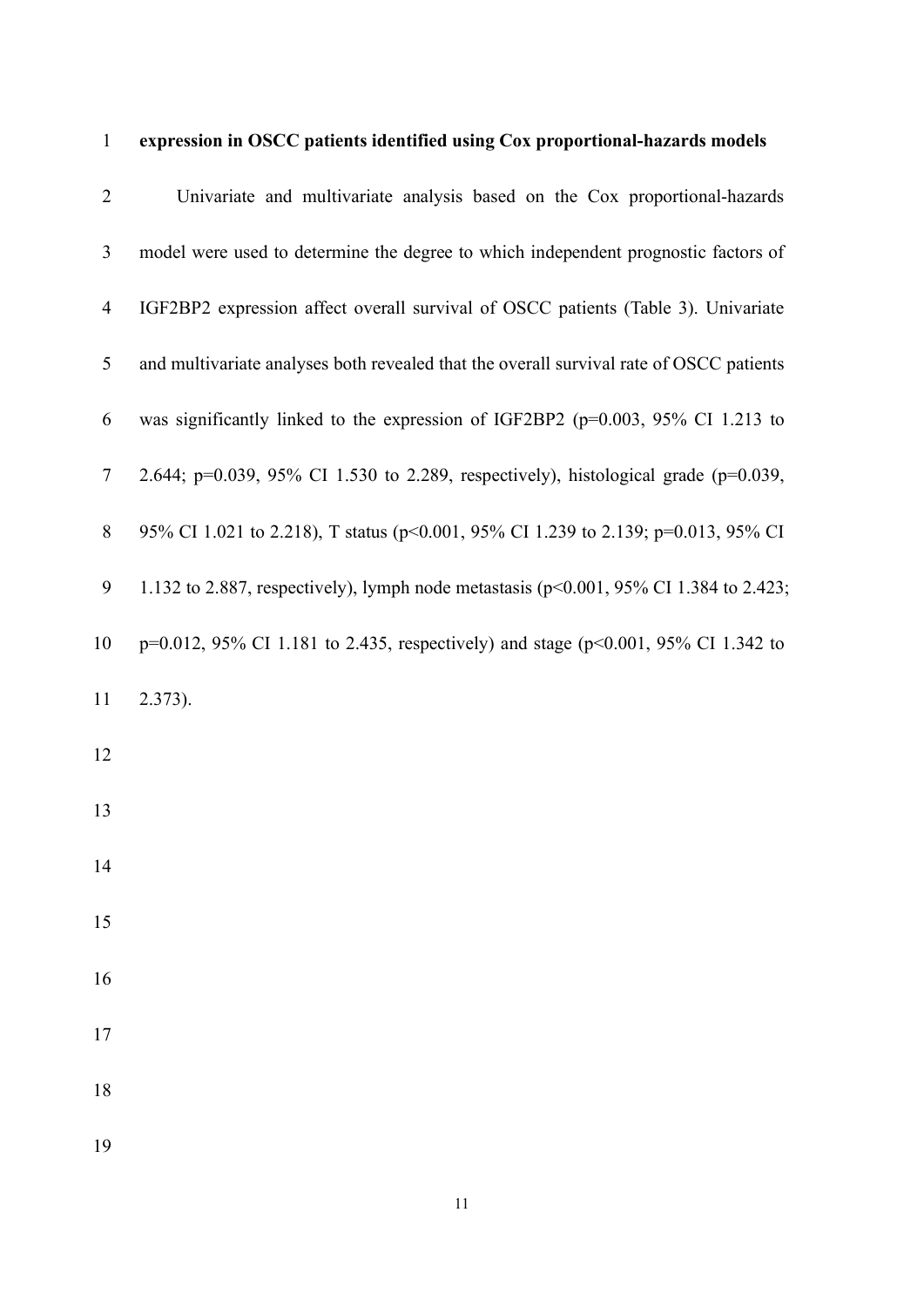**expression in OSCC patients identified using Cox proportional-hazards models**

Univariate and multivariate analysis based on the Cox proportional-hazards model were used to determine the degree to which independent prognostic factors of IGF2BP2 expression affect overall survival of OSCC patients (Table 3). Univariate and multivariate analyses both revealed that the overall survival rate of OSCC patients was significantly linked to the expression of IGF2BP2 ($p=0.003$, 95% CI 1.213 to 2.644; $p=0.039$, 95% CI 1.530 to 2.289, respectively), histological grade ($p=0.039$, 95% CI 1.021 to 2.218), T status ($p<0.001$, 95% CI 1.239 to 2.139; $p=0.013$, 95% CI 1.132 to 2.887, respectively), lymph node metastasis ($p<0.001$, 95% CI 1.384 to 2.423; $p=0.012$, 95% CI 1.181 to 2.435, respectively) and stage ($p<0.001$, 95% CI 1.342 to 2.373).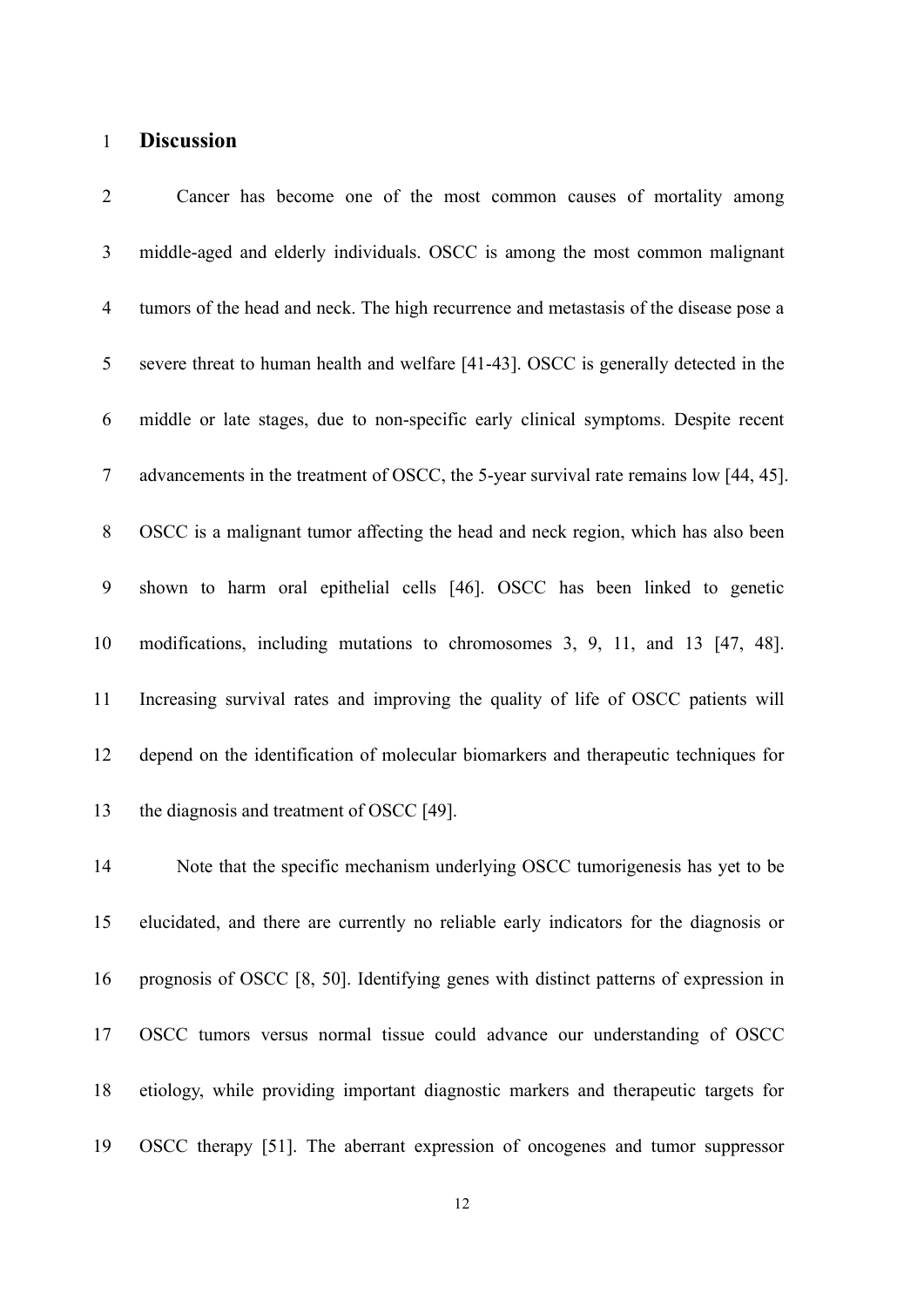# Discussion

Cancer has become one of the most common causes of mortality among middle-aged and elderly individuals. OSCC is among the most common malignant tumors of the head and neck. The high recurrence and metastasis of the disease pose a severe threat to human health and welfare [41-43]. OSCC is generally detected in the middle or late stages, due to non-specific early clinical symptoms. Despite recent advancements in the treatment of OSCC, the 5-year survival rate remains low [44, 45]. OSCC is a malignant tumor affecting the head and neck region, which has also been shown to harm oral epithelial cells [46]. OSCC has been linked to genetic modifications, including mutations to chromosomes 3, 9, 11, and 13 [47, 48]. Increasing survival rates and improving the quality of life of OSCC patients will depend on the identification of molecular biomarkers and therapeutic techniques for the diagnosis and treatment of OSCC [49].

Note that the specific mechanism underlying OSCC tumorigenesis has yet to be elucidated, and there are currently no reliable early indicators for the diagnosis or prognosis of OSCC [8, 50]. Identifying genes with distinct patterns of expression in OSCC tumors versus normal tissue could advance our understanding of OSCC etiology, while providing important diagnostic markers and therapeutic targets for OSCC therapy [51]. The aberrant expression of oncogenes and tumor suppressor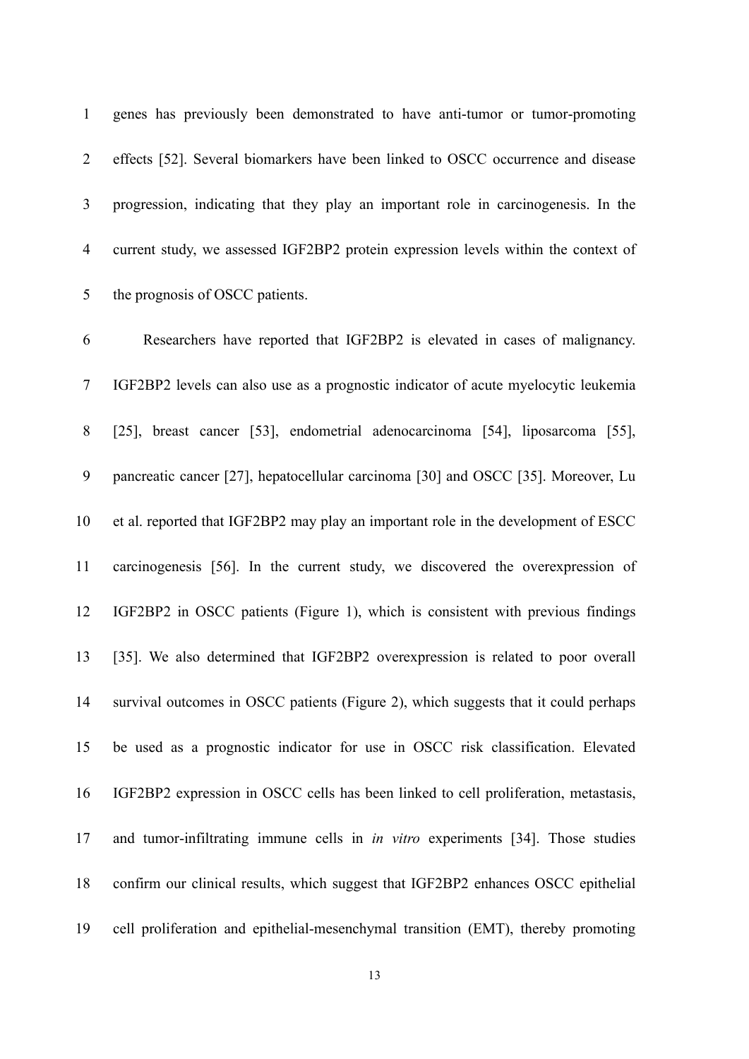genes has previously been demonstrated to have anti-tumor or tumor-promoting effects [52]. Several biomarkers have been linked to OSCC occurrence and disease progression, indicating that they play an important role in carcinogenesis. In the current study, we assessed IGF2BP2 protein expression levels within the context of the prognosis of OSCC patients.

Researchers have reported that IGF2BP2 is elevated in cases of malignancy. IGF2BP2 levels can also use as a prognostic indicator of acute myelocytic leukemia [25], breast cancer [53], endometrial adenocarcinoma [54], liposarcoma [55], pancreatic cancer [27], hepatocellular carcinoma [30] and OSCC [35]. Moreover, Lu et al. reported that IGF2BP2 may play an important role in the development of ESCC carcinogenesis [56]. In the current study, we discovered the overexpression of IGF2BP2 in OSCC patients (Figure 1), which is consistent with previous findings [35]. We also determined that IGF2BP2 overexpression is related to poor overall survival outcomes in OSCC patients (Figure 2), which suggests that it could perhaps be used as a prognostic indicator for use in OSCC risk classification. Elevated IGF2BP2 expression in OSCC cells has been linked to cell proliferation, metastasis, and tumor-infiltrating immune cells in *in vitro* experiments [34]. Those studies confirm our clinical results, which suggest that IGF2BP2 enhances OSCC epithelial cell proliferation and epithelial-mesenchymal transition (EMT), thereby promoting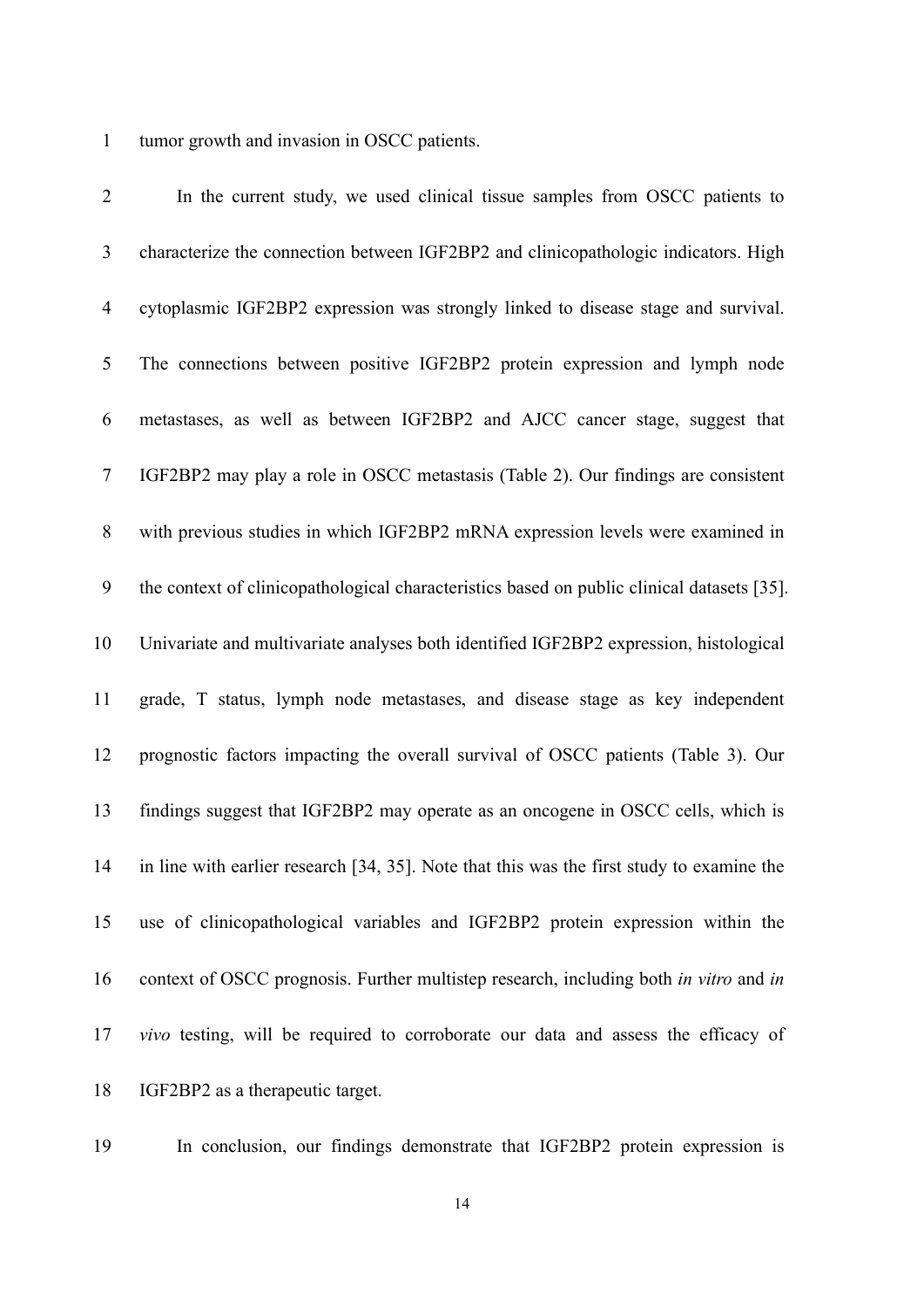tumor growth and invasion in OSCC patients.

In the current study, we used clinical tissue samples from OSCC patients to characterize the connection between IGF2BP2 and clinicopathologic indicators. High cytoplasmic IGF2BP2 expression was strongly linked to disease stage and survival. The connections between positive IGF2BP2 protein expression and lymph node metastases, as well as between IGF2BP2 and AJCC cancer stage, suggest that IGF2BP2 may play a role in OSCC metastasis (Table 2). Our findings are consistent with previous studies in which IGF2BP2 mRNA expression levels were examined in the context of clinicopathological characteristics based on public clinical datasets [35]. Univariate and multivariate analyses both identified IGF2BP2 expression, histological grade, T status, lymph node metastases, and disease stage as key independent prognostic factors impacting the overall survival of OSCC patients (Table 3). Our findings suggest that IGF2BP2 may operate as an oncogene in OSCC cells, which is in line with earlier research [34, 35]. Note that this was the first study to examine the use of clinicopathological variables and IGF2BP2 protein expression within the context of OSCC prognosis. Further multistep research, including both *in vitro* and *in vivo* testing, will be required to corroborate our data and assess the efficacy of IGF2BP2 as a therapeutic target.

In conclusion, our findings demonstrate that IGF2BP2 protein expression is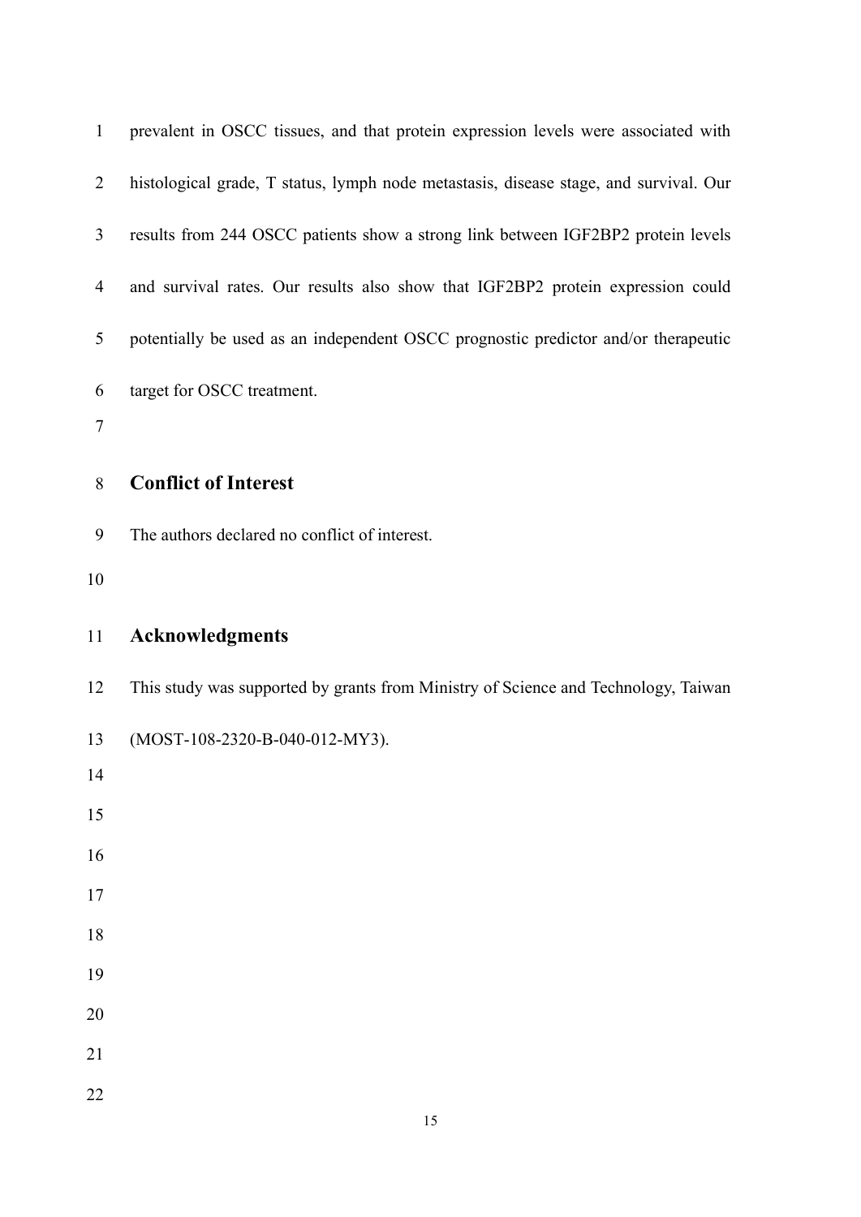prevalent in OSCC tissues, and that protein expression levels were associated with histological grade, T status, lymph node metastasis, disease stage, and survival. Our results from 244 OSCC patients show a strong link between IGF2BP2 protein levels and survival rates. Our results also show that IGF2BP2 protein expression could potentially be used as an independent OSCC prognostic predictor and/or therapeutic target for OSCC treatment.

## Conflict of Interest

The authors declared no conflict of interest.

## Acknowledgments

This study was supported by grants from Ministry of Science and Technology, Taiwan (MOST-108-2320-B-040-012-MY3).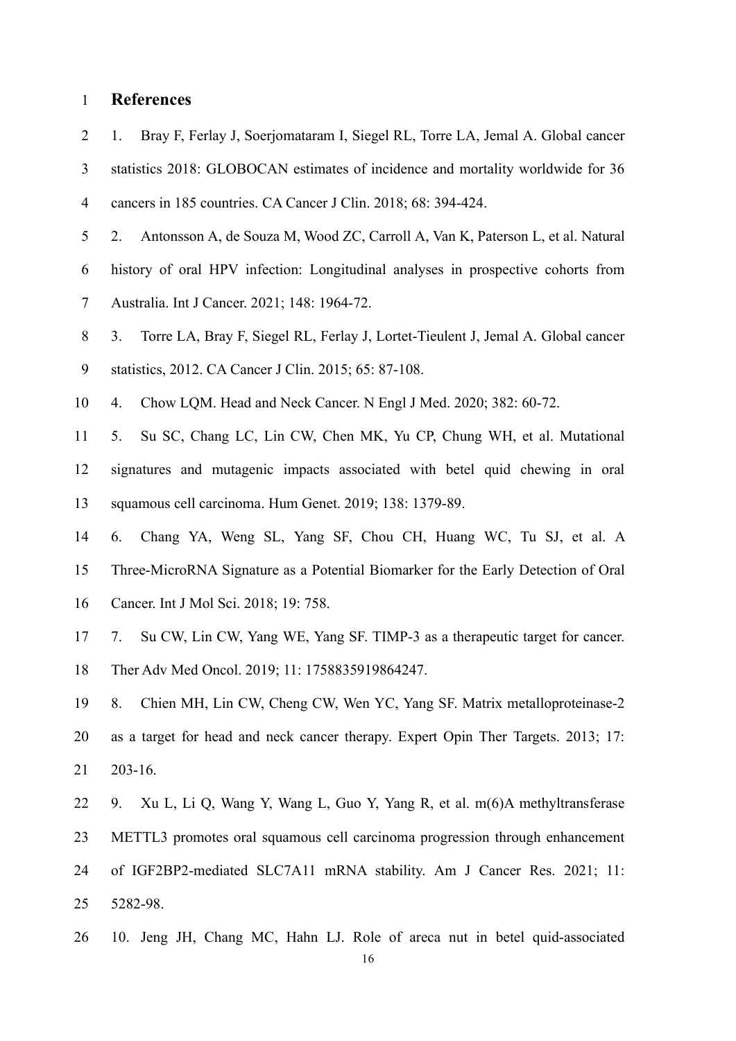# References

1. Bray F, Ferlay J, Soerjomataram I, Siegel RL, Torre LA, Jemal A. Global cancer statistics 2018: GLOBOCAN estimates of incidence and mortality worldwide for 36 cancers in 185 countries. CA Cancer J Clin. 2018; 68: 394-424.
2. Antonsson A, de Souza M, Wood ZC, Carroll A, Van K, Paterson L, et al. Natural history of oral HPV infection: Longitudinal analyses in prospective cohorts from Australia. Int J Cancer. 2021; 148: 1964-72.
3. Torre LA, Bray F, Siegel RL, Ferlay J, Lortet-Tieulent J, Jemal A. Global cancer statistics, 2012. CA Cancer J Clin. 2015; 65: 87-108.
4. Chow LQM. Head and Neck Cancer. N Engl J Med. 2020; 382: 60-72.
5. Su SC, Chang LC, Lin CW, Chen MK, Yu CP, Chung WH, et al. Mutational signatures and mutagenic impacts associated with betel quid chewing in oral squamous cell carcinoma. Hum Genet. 2019; 138: 1379-89.
6. Chang YA, Weng SL, Yang SF, Chou CH, Huang WC, Tu SJ, et al. A Three-MicroRNA Signature as a Potential Biomarker for the Early Detection of Oral Cancer. Int J Mol Sci. 2018; 19: 758.
7. Su CW, Lin CW, Yang WE, Yang SF. TIMP-3 as a therapeutic target for cancer. Ther Adv Med Oncol. 2019; 11: 1758835919864247.
8. Chien MH, Lin CW, Cheng CW, Wen YC, Yang SF. Matrix metalloproteinase-2 as a target for head and neck cancer therapy. Expert Opin Ther Targets. 2013; 17: 203-16.
9. Xu L, Li Q, Wang Y, Wang L, Guo Y, Yang R, et al. m(6)A methyltransferase METTL3 promotes oral squamous cell carcinoma progression through enhancement of IGF2BP2-mediated SLC7A11 mRNA stability. Am J Cancer Res. 2021; 11: 5282-98.
10. Jeng JH, Chang MC, Hahn LJ. Role of areca nut in betel quid-associated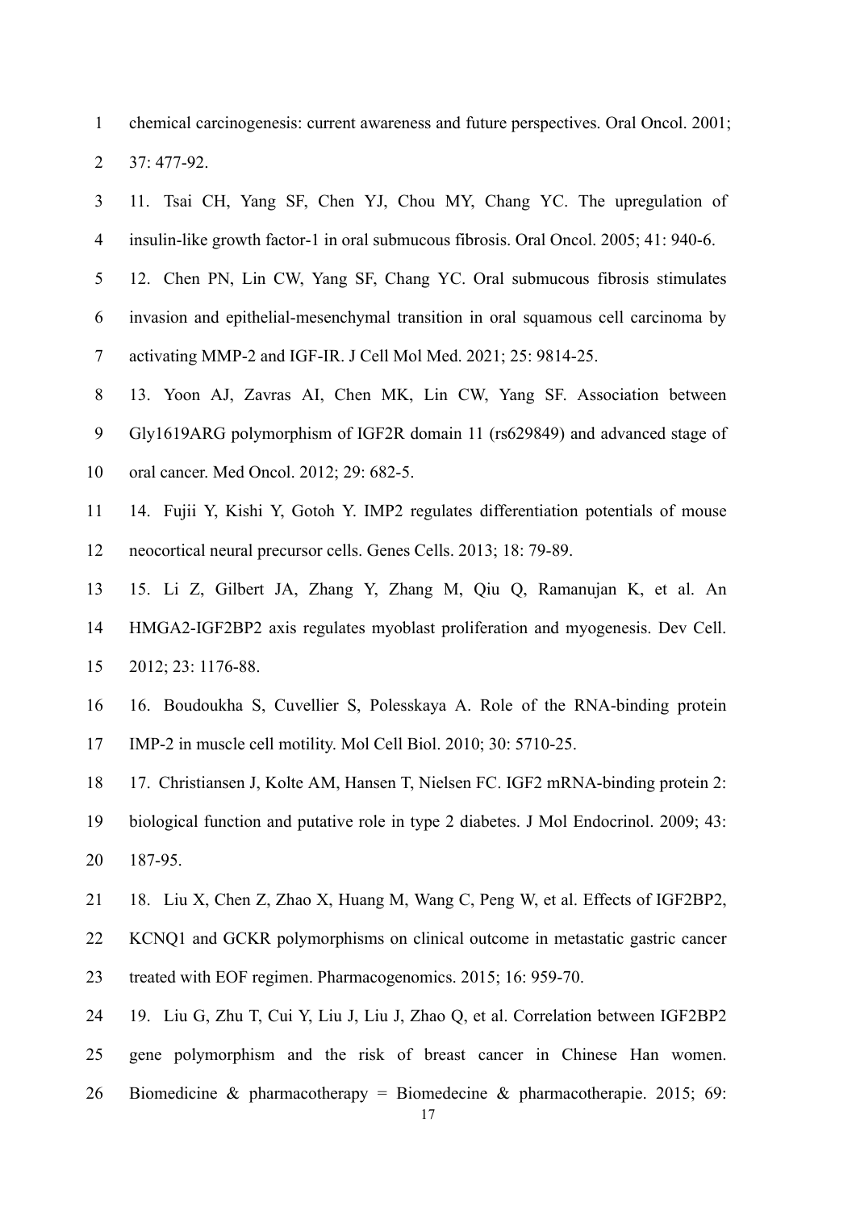chemical carcinogenesis: current awareness and future perspectives. Oral Oncol. 2001; 37: 477-92.

11. Tsai CH, Yang SF, Chen YJ, Chou MY, Chang YC. The upregulation of insulin-like growth factor-1 in oral submucous fibrosis. Oral Oncol. 2005; 41: 940-6.

12. Chen PN, Lin CW, Yang SF, Chang YC. Oral submucous fibrosis stimulates invasion and epithelial-mesenchymal transition in oral squamous cell carcinoma by activating MMP-2 and IGF-IR. J Cell Mol Med. 2021; 25: 9814-25.

13. Yoon AJ, Zavras AI, Chen MK, Lin CW, Yang SF. Association between Gly1619ARG polymorphism of IGF2R domain 11 (rs629849) and advanced stage of oral cancer. Med Oncol. 2012; 29: 682-5.

14. Fujii Y, Kishi Y, Gotoh Y. IMP2 regulates differentiation potentials of mouse neocortical neural precursor cells. Genes Cells. 2013; 18: 79-89.

15. Li Z, Gilbert JA, Zhang Y, Zhang M, Qiu Q, Ramanujan K, et al. An HMGA2-IGF2BP2 axis regulates myoblast proliferation and myogenesis. Dev Cell. 2012; 23: 1176-88.

16. Boudoukha S, Cuvellier S, Polesskaya A. Role of the RNA-binding protein IMP-2 in muscle cell motility. Mol Cell Biol. 2010; 30: 5710-25.

17. Christiansen J, Kolte AM, Hansen T, Nielsen FC. IGF2 mRNA-binding protein 2: biological function and putative role in type 2 diabetes. J Mol Endocrinol. 2009; 43: 187-95.

18. Liu X, Chen Z, Zhao X, Huang M, Wang C, Peng W, et al. Effects of IGF2BP2, KCNQ1 and GCKR polymorphisms on clinical outcome in metastatic gastric cancer treated with EOF regimen. Pharmacogenomics. 2015; 16: 959-70.

19. Liu G, Zhu T, Cui Y, Liu J, Liu J, Zhao Q, et al. Correlation between IGF2BP2 gene polymorphism and the risk of breast cancer in Chinese Han women. Biomedicine & pharmacotherapy = Biomedecine & pharmacotherapie. 2015; 69: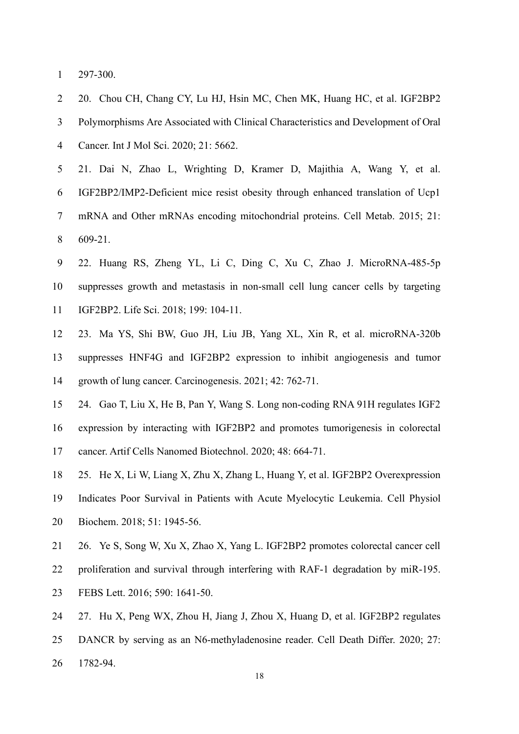297-300.

20. Chou CH, Chang CY, Lu HJ, Hsin MC, Chen MK, Huang HC, et al. IGF2BP2 Polymorphisms Are Associated with Clinical Characteristics and Development of Oral Cancer. Int J Mol Sci. 2020; 21: 5662.

21. Dai N, Zhao L, Wrighting D, Kramer D, Majithia A, Wang Y, et al. IGF2BP2/IMP2-Deficient mice resist obesity through enhanced translation of Ucp1 mRNA and Other mRNAs encoding mitochondrial proteins. Cell Metab. 2015; 21: 609-21.

22. Huang RS, Zheng YL, Li C, Ding C, Xu C, Zhao J. MicroRNA-485-5p suppresses growth and metastasis in non-small cell lung cancer cells by targeting IGF2BP2. Life Sci. 2018; 199: 104-11.

23. Ma YS, Shi BW, Guo JH, Liu JB, Yang XL, Xin R, et al. microRNA-320b suppresses HNF4G and IGF2BP2 expression to inhibit angiogenesis and tumor growth of lung cancer. Carcinogenesis. 2021; 42: 762-71.

24. Gao T, Liu X, He B, Pan Y, Wang S. Long non-coding RNA 91H regulates IGF2 expression by interacting with IGF2BP2 and promotes tumorigenesis in colorectal cancer. Artif Cells Nanomed Biotechnol. 2020; 48: 664-71.

25. He X, Li W, Liang X, Zhu X, Zhang L, Huang Y, et al. IGF2BP2 Overexpression Indicates Poor Survival in Patients with Acute Myelocytic Leukemia. Cell Physiol Biochem. 2018; 51: 1945-56.

26. Ye S, Song W, Xu X, Zhao X, Yang L. IGF2BP2 promotes colorectal cancer cell proliferation and survival through interfering with RAF-1 degradation by miR-195. FEBS Lett. 2016; 590: 1641-50.

27. Hu X, Peng WX, Zhou H, Jiang J, Zhou X, Huang D, et al. IGF2BP2 regulates DANCR by serving as an N6-methyladenosine reader. Cell Death Differ. 2020; 27: 1782-94.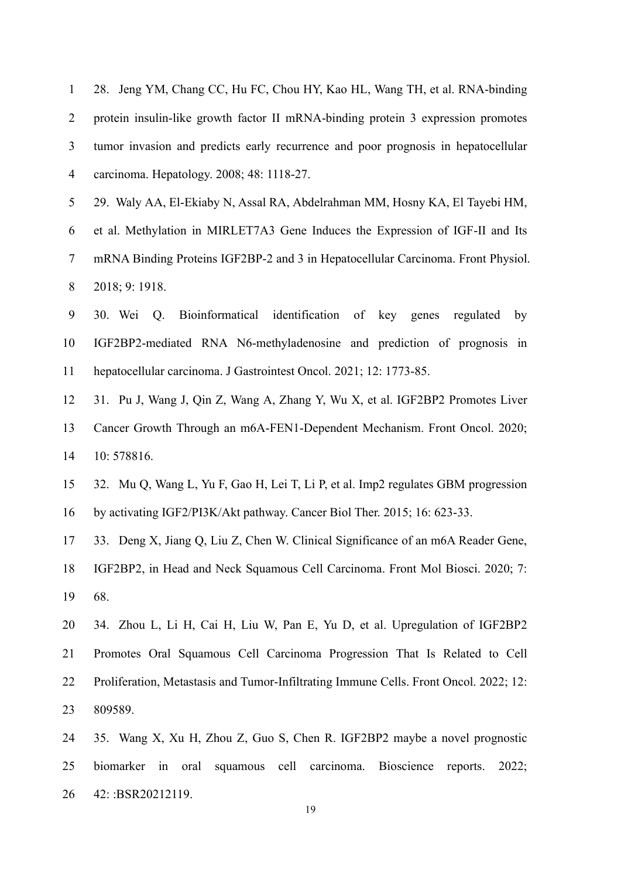28. Jeng YM, Chang CC, Hu FC, Chou HY, Kao HL, Wang TH, et al. RNA-binding protein insulin-like growth factor II mRNA-binding protein 3 expression promotes tumor invasion and predicts early recurrence and poor prognosis in hepatocellular carcinoma. Hepatology. 2008; 48: 1118-27.

29. Waly AA, El-Ekiaby N, Assal RA, Abdelrahman MM, Hosny KA, El Tayebi HM, et al. Methylation in MIRLET7A3 Gene Induces the Expression of IGF-II and Its mRNA Binding Proteins IGF2BP-2 and 3 in Hepatocellular Carcinoma. Front Physiol. 2018; 9: 1918.

30. Wei Q. Bioinformatical identification of key genes regulated by IGF2BP2-mediated RNA N6-methyladenosine and prediction of prognosis in hepatocellular carcinoma. J Gastrointest Oncol. 2021; 12: 1773-85.

31. Pu J, Wang J, Qin Z, Wang A, Zhang Y, Wu X, et al. IGF2BP2 Promotes Liver Cancer Growth Through an m6A-FEN1-Dependent Mechanism. Front Oncol. 2020; 10: 578816.

32. Mu Q, Wang L, Yu F, Gao H, Lei T, Li P, et al. Imp2 regulates GBM progression by activating IGF2/PI3K/Akt pathway. Cancer Biol Ther. 2015; 16: 623-33.

33. Deng X, Jiang Q, Liu Z, Chen W. Clinical Significance of an m6A Reader Gene, IGF2BP2, in Head and Neck Squamous Cell Carcinoma. Front Mol Biosci. 2020; 7: 68.

34. Zhou L, Li H, Cai H, Liu W, Pan E, Yu D, et al. Upregulation of IGF2BP2 Promotes Oral Squamous Cell Carcinoma Progression That Is Related to Cell Proliferation, Metastasis and Tumor-Infiltrating Immune Cells. Front Oncol. 2022; 12: 809589.

35. Wang X, Xu H, Zhou Z, Guo S, Chen R. IGF2BP2 maybe a novel prognostic biomarker in oral squamous cell carcinoma. Bioscience reports. 2022; 42: :BSR20212119.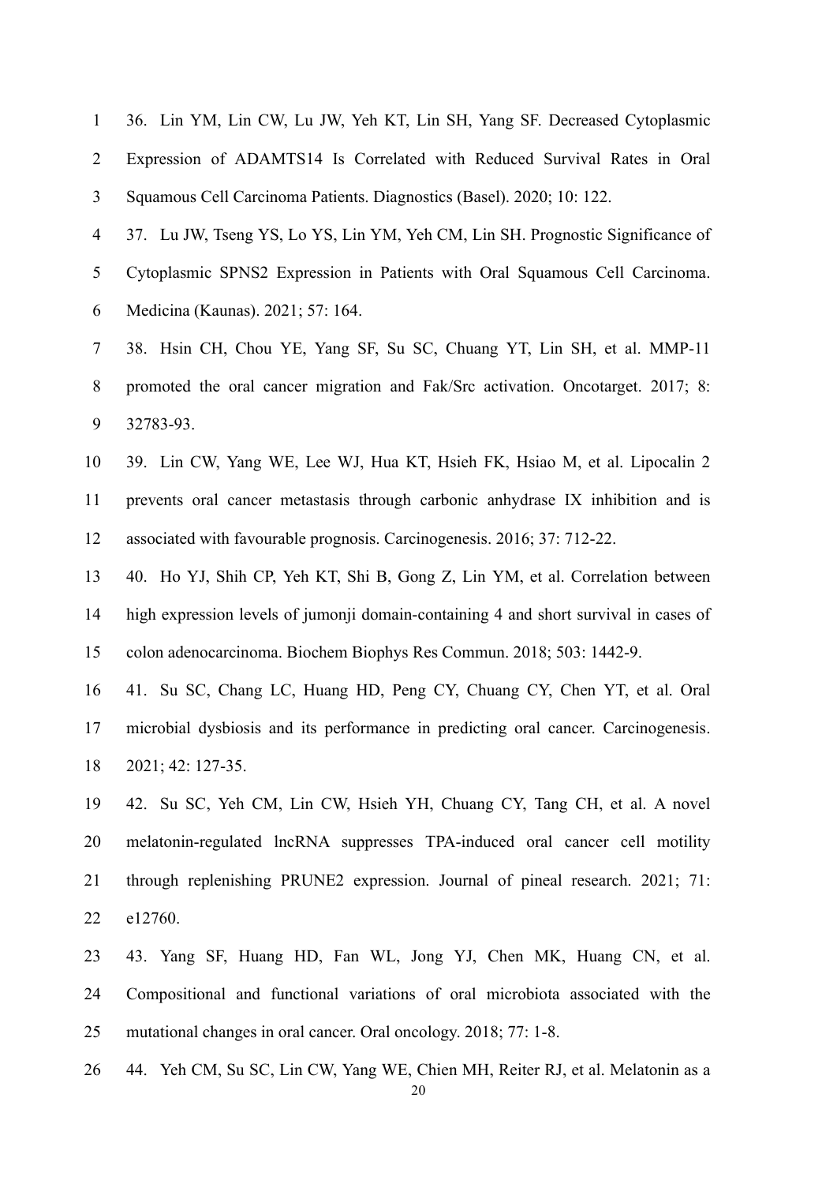36. Lin YM, Lin CW, Lu JW, Yeh KT, Lin SH, Yang SF. Decreased Cytoplasmic Expression of ADAMTS14 Is Correlated with Reduced Survival Rates in Oral Squamous Cell Carcinoma Patients. Diagnostics (Basel). 2020; 10: 122.

37. Lu JW, Tseng YS, Lo YS, Lin YM, Yeh CM, Lin SH. Prognostic Significance of Cytoplasmic SPNS2 Expression in Patients with Oral Squamous Cell Carcinoma. Medicina (Kaunas). 2021; 57: 164.

38. Hsin CH, Chou YE, Yang SF, Su SC, Chuang YT, Lin SH, et al. MMP-11 promoted the oral cancer migration and Fak/Src activation. Oncotarget. 2017; 8: 32783-93.

39. Lin CW, Yang WE, Lee WJ, Hua KT, Hsieh FK, Hsiao M, et al. Lipocalin 2 prevents oral cancer metastasis through carbonic anhydrase IX inhibition and is associated with favourable prognosis. Carcinogenesis. 2016; 37: 712-22.

40. Ho YJ, Shih CP, Yeh KT, Shi B, Gong Z, Lin YM, et al. Correlation between high expression levels of jumonji domain-containing 4 and short survival in cases of colon adenocarcinoma. Biochem Biophys Res Commun. 2018; 503: 1442-9.

41. Su SC, Chang LC, Huang HD, Peng CY, Chuang CY, Chen YT, et al. Oral microbial dysbiosis and its performance in predicting oral cancer. Carcinogenesis. 2021; 42: 127-35.

42. Su SC, Yeh CM, Lin CW, Hsieh YH, Chuang CY, Tang CH, et al. A novel melatonin-regulated lncRNA suppresses TPA-induced oral cancer cell motility through replenishing PRUNE2 expression. Journal of pineal research. 2021; 71: e12760.

43. Yang SF, Huang HD, Fan WL, Jong YJ, Chen MK, Huang CN, et al. Compositional and functional variations of oral microbiota associated with the mutational changes in oral cancer. Oral oncology. 2018; 77: 1-8.

44. Yeh CM, Su SC, Lin CW, Yang WE, Chien MH, Reiter RJ, et al. Melatonin as a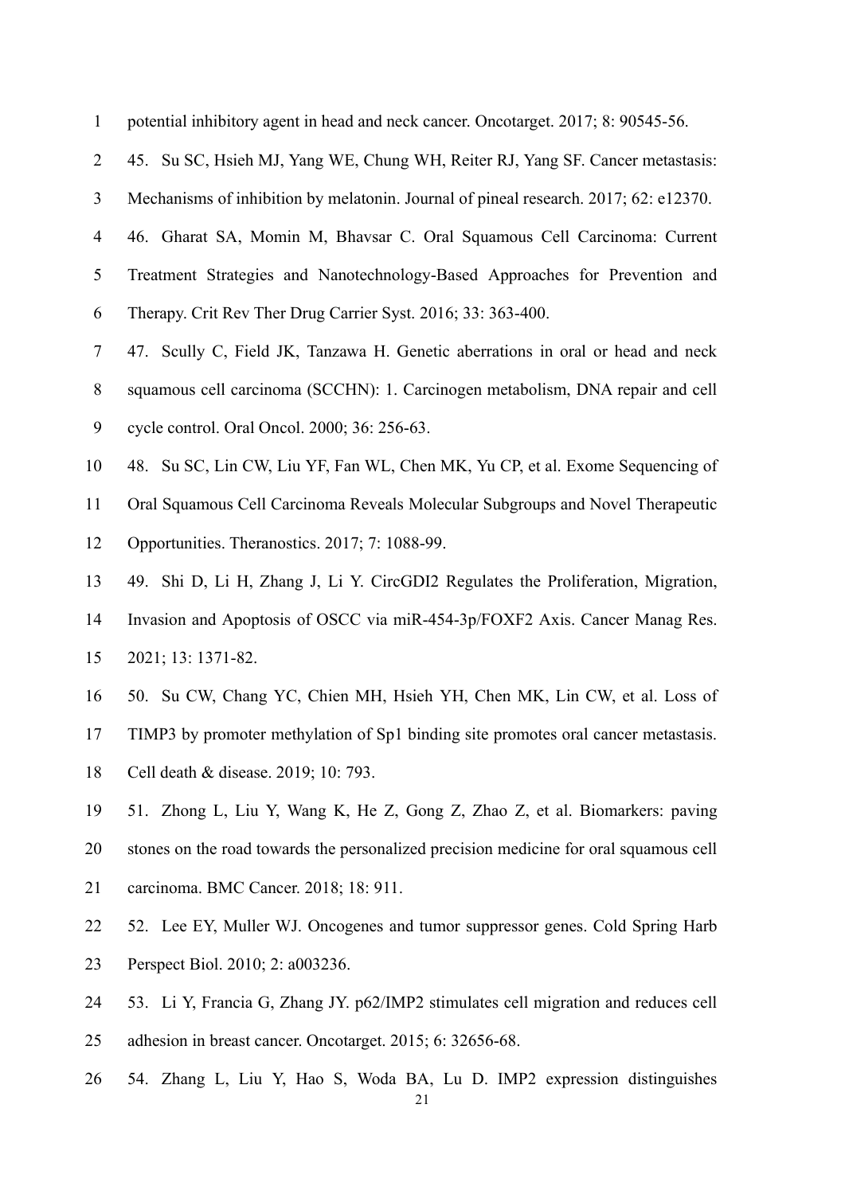potential inhibitory agent in head and neck cancer. Oncotarget. 2017; 8: 90545-56.

45. Su SC, Hsieh MJ, Yang WE, Chung WH, Reiter RJ, Yang SF. Cancer metastasis: Mechanisms of inhibition by melatonin. Journal of pineal research. 2017; 62: e12370.

46. Gharat SA, Momin M, Bhavsar C. Oral Squamous Cell Carcinoma: Current Treatment Strategies and Nanotechnology-Based Approaches for Prevention and Therapy. Crit Rev Ther Drug Carrier Syst. 2016; 33: 363-400.

47. Scully C, Field JK, Tanzawa H. Genetic aberrations in oral or head and neck squamous cell carcinoma (SCCHN): 1. Carcinogen metabolism, DNA repair and cell cycle control. Oral Oncol. 2000; 36: 256-63.

48. Su SC, Lin CW, Liu YF, Fan WL, Chen MK, Yu CP, et al. Exome Sequencing of Oral Squamous Cell Carcinoma Reveals Molecular Subgroups and Novel Therapeutic Opportunities. Theranostics. 2017; 7: 1088-99.

49. Shi D, Li H, Zhang J, Li Y. CircGDI2 Regulates the Proliferation, Migration, Invasion and Apoptosis of OSCC via miR-454-3p/FOXF2 Axis. Cancer Manag Res. 2021; 13: 1371-82.

50. Su CW, Chang YC, Chien MH, Hsieh YH, Chen MK, Lin CW, et al. Loss of TIMP3 by promoter methylation of Sp1 binding site promotes oral cancer metastasis. Cell death & disease. 2019; 10: 793.

51. Zhong L, Liu Y, Wang K, He Z, Gong Z, Zhao Z, et al. Biomarkers: paving stones on the road towards the personalized precision medicine for oral squamous cell carcinoma. BMC Cancer. 2018; 18: 911.

52. Lee EY, Muller WJ. Oncogenes and tumor suppressor genes. Cold Spring Harb Perspect Biol. 2010; 2: a003236.

53. Li Y, Francia G, Zhang JY. p62/IMP2 stimulates cell migration and reduces cell adhesion in breast cancer. Oncotarget. 2015; 6: 32656-68.

54. Zhang L, Liu Y, Hao S, Woda BA, Lu D. IMP2 expression distinguishes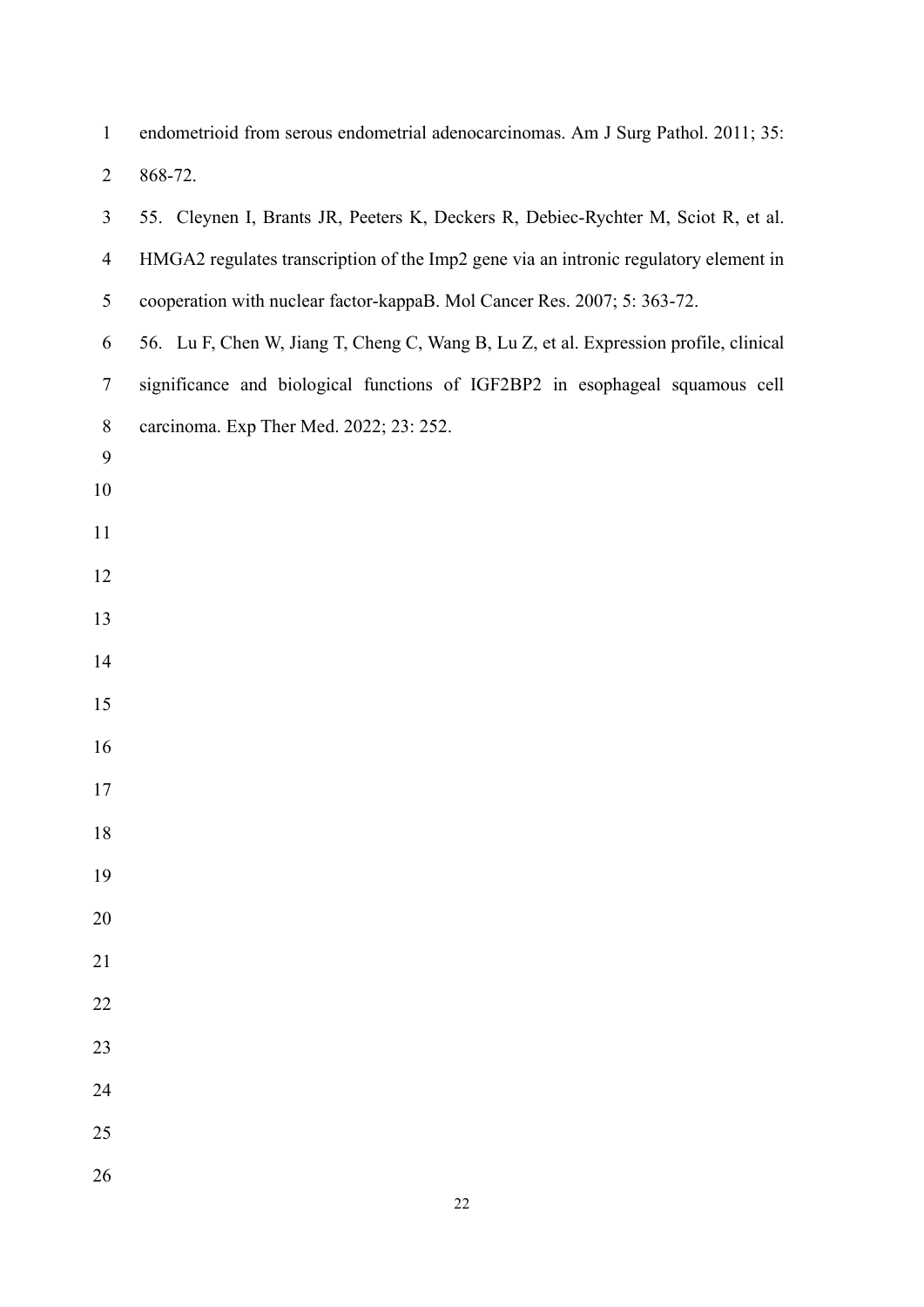endometrioid from serous endometrial adenocarcinomas. Am J Surg Pathol. 2011; 35: 868-72.

55. Cleynen I, Brants JR, Peeters K, Deckers R, Debiec-Rychter M, Sciot R, et al. HMGA2 regulates transcription of the Imp2 gene via an intronic regulatory element in cooperation with nuclear factor-kappaB. Mol Cancer Res. 2007; 5: 363-72.

56. Lu F, Chen W, Jiang T, Cheng C, Wang B, Lu Z, et al. Expression profile, clinical significance and biological functions of IGF2BP2 in esophageal squamous cell carcinoma. Exp Ther Med. 2022; 23: 252.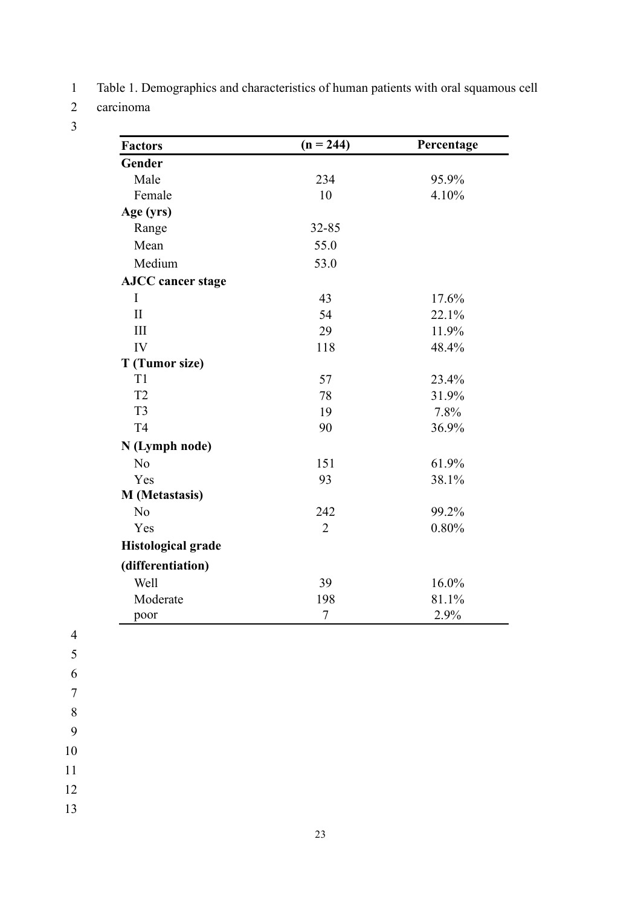Table 1. Demographics and characteristics of human patients with oral squamous cell carcinoma

| Factors | (n = 244) | Percentage |
|---|---|---|
| **Gender** | | |
| Male | 234 | 95.9% |
| Female | 10 | 4.10% |
| **Age (yrs)** | | |
| Range | 32-85 | |
| Mean | 55.0 | |
| Medium | 53.0 | |
| **AJCC cancer stage** | | |
| I | 43 | 17.6% |
| II | 54 | 22.1% |
| III | 29 | 11.9% |
| IV | 118 | 48.4% |
| **T (Tumor size)** | | |
| T1 | 57 | 23.4% |
| T2 | 78 | 31.9% |
| T3 | 19 | 7.8% |
| T4 | 90 | 36.9% |
| **N (Lymph node)** | | |
| No | 151 | 61.9% |
| Yes | 93 | 38.1% |
| **M (Metastasis)** | | |
| No | 242 | 99.2% |
| Yes | 2 | 0.80% |
| **Histological grade (differentiation)** | | |
| Well | 39 | 16.0% |
| Moderate | 198 | 81.1% |
| poor | 7 | 2.9% |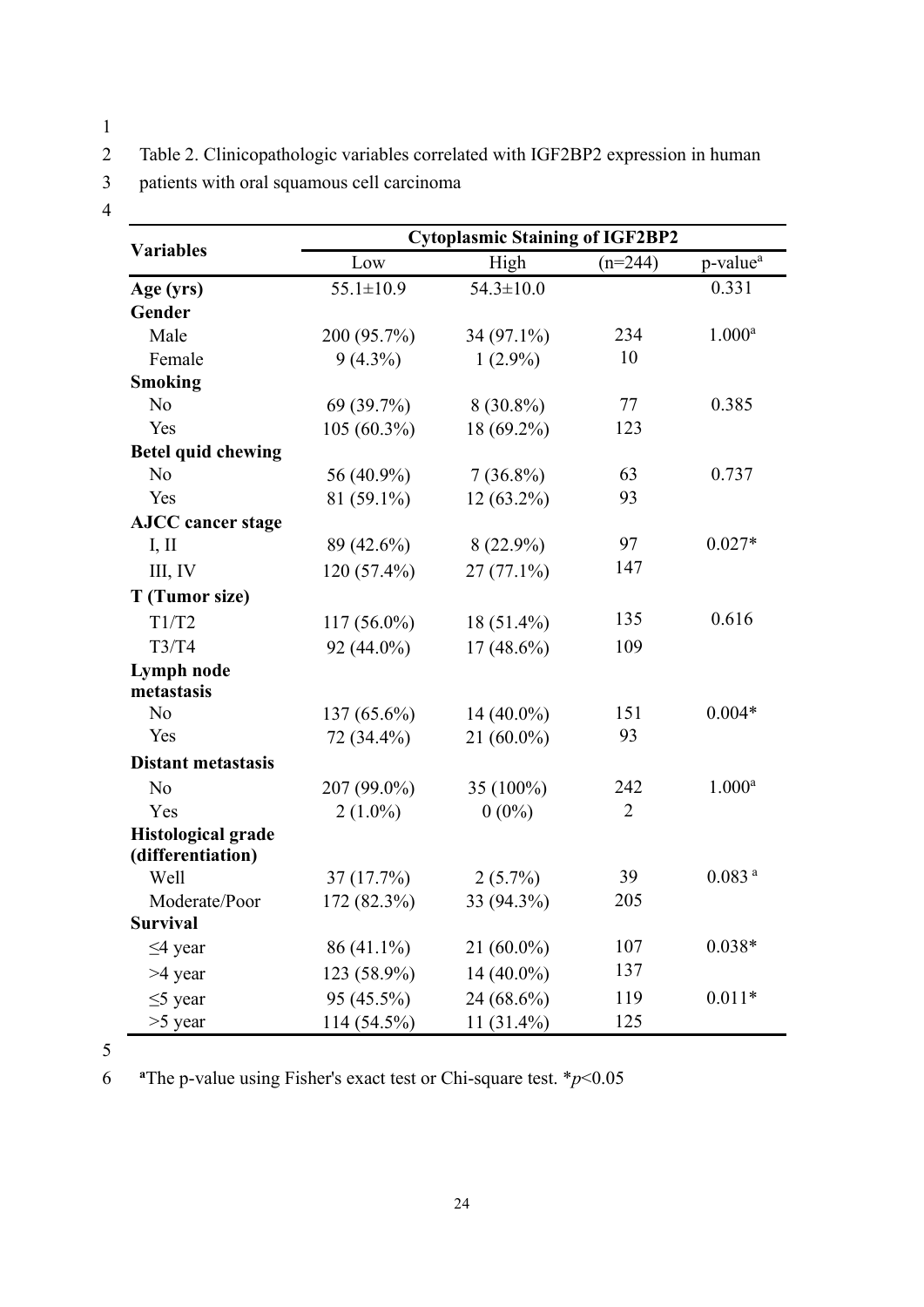Table 2. Clinicopathologic variables correlated with IGF2BP2 expression in human patients with oral squamous cell carcinoma

| Variables | Cytoplasmic Staining of IGF2BP2 | | | |
|---|---|---|---|---|
| | Low | High | (n=244) | p-value[a] |
| **Age (yrs)** | 55.1±10.9 | 54.3±10.0 | | 0.331 |
| **Gender** | | | | |
| Male | 200 (95.7%) | 34 (97.1%) | 234 | 1.000[a] |
| Female | 9 (4.3%) | 1 (2.9%) | 10 | |
| **Smoking** | | | | |
| No | 69 (39.7%) | 8 (30.8%) | 77 | 0.385 |
| Yes | 105 (60.3%) | 18 (69.2%) | 123 | |
| **Betel quid chewing** | | | | |
| No | 56 (40.9%) | 7 (36.8%) | 63 | 0.737 |
| Yes | 81 (59.1%) | 12 (63.2%) | 93 | |
| **AJCC cancer stage** | | | | |
| I, II | 89 (42.6%) | 8 (22.9%) | 97 | 0.027* |
| III, IV | 120 (57.4%) | 27 (77.1%) | 147 | |
| **T (Tumor size)** | | | | |
| T1/T2 | 117 (56.0%) | 18 (51.4%) | 135 | 0.616 |
| T3/T4 | 92 (44.0%) | 17 (48.6%) | 109 | |
| **Lymph node metastasis** | | | | |
| No | 137 (65.6%) | 14 (40.0%) | 151 | 0.004* |
| Yes | 72 (34.4%) | 21 (60.0%) | 93 | |
| **Distant metastasis** | | | | |
| No | 207 (99.0%) | 35 (100%) | 242 | 1.000[a] |
| Yes | 2 (1.0%) | 0 (0%) | 2 | |
| **Histological grade (differentiation)** | | | | |
| Well | 37 (17.7%) | 2 (5.7%) | 39 | 0.083 [a] |
| Moderate/Poor | 172 (82.3%) | 33 (94.3%) | 205 | |
| **Survival** | | | | |
| ≤4 year | 86 (41.1%) | 21 (60.0%) | 107 | 0.038* |
| >4 year | 123 (58.9%) | 14 (40.0%) | 137 | |
| ≤5 year | 95 (45.5%) | 24 (68.6%) | 119 | 0.011* |
| >5 year | 114 (54.5%) | 11 (31.4%) | 125 | |

[a]The p-value using Fisher's exact test or Chi-square test. *$p<0.05$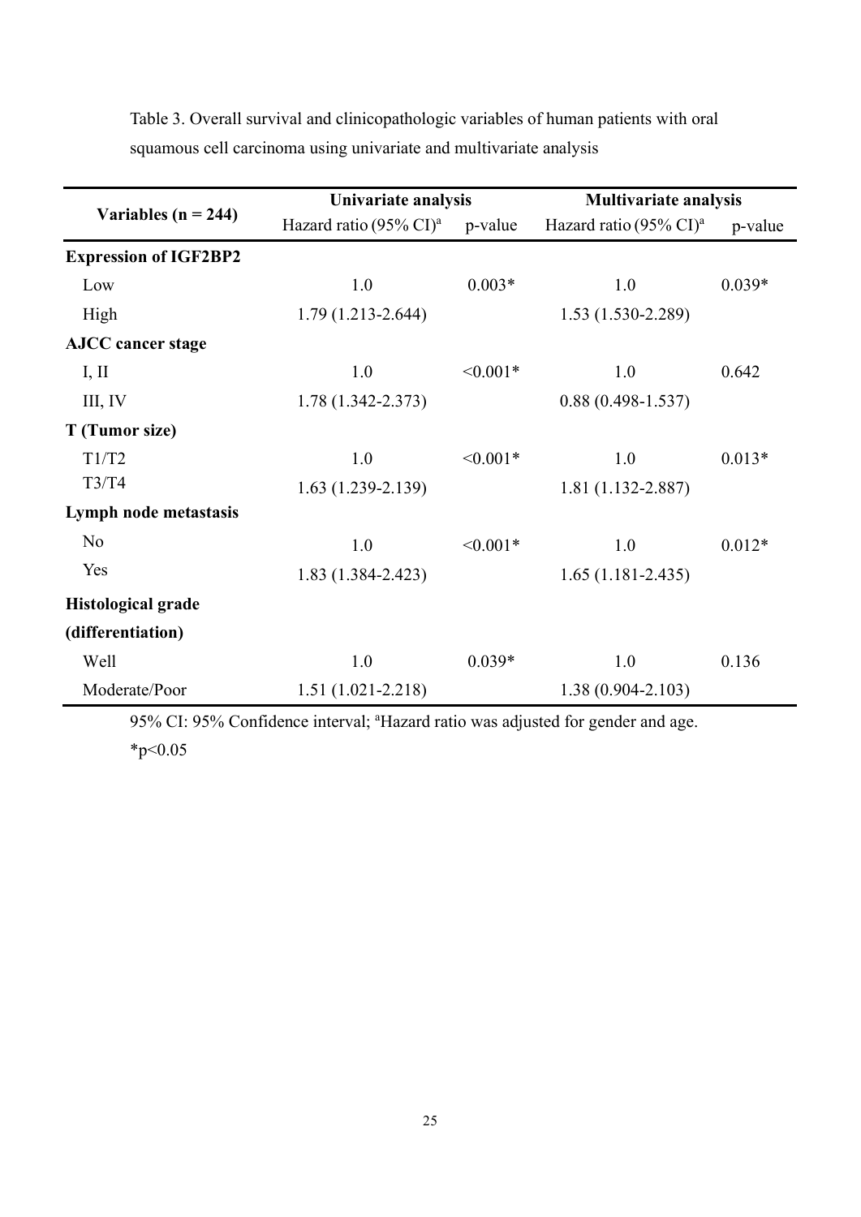Table 3. Overall survival and clinicopathologic variables of human patients with oral squamous cell carcinoma using univariate and multivariate analysis

| Variables (n = 244) | Univariate analysis | | Multivariate analysis | |
|---|---|---|---|---|
| | Hazard ratio (95% CI)[a] | p-value | Hazard ratio (95% CI)[a] | p-value |
| **Expression of IGF2BP2** | | | | |
| Low | 1.0 | 0.003* | 1.0 | 0.039* |
| High | 1.79 (1.213-2.644) | | 1.53 (1.530-2.289) | |
| **AJCC cancer stage** | | | | |
| I, II | 1.0 | <0.001* | 1.0 | 0.642 |
| III, IV | 1.78 (1.342-2.373) | | 0.88 (0.498-1.537) | |
| **T (Tumor size)** | | | | |
| T1/T2 | 1.0 | <0.001* | 1.0 | 0.013* |
| T3/T4 | 1.63 (1.239-2.139) | | 1.81 (1.132-2.887) | |
| **Lymph node metastasis** | | | | |
| No | 1.0 | <0.001* | 1.0 | 0.012* |
| Yes | 1.83 (1.384-2.423) | | 1.65 (1.181-2.435) | |
| **Histological grade (differentiation)** | | | | |
| Well | 1.0 | 0.039* | 1.0 | 0.136 |
| Moderate/Poor | 1.51 (1.021-2.218) | | 1.38 (0.904-2.103) | |

95% CI: 95% Confidence interval; [a]Hazard ratio was adjusted for gender and age.

*$p<0.05$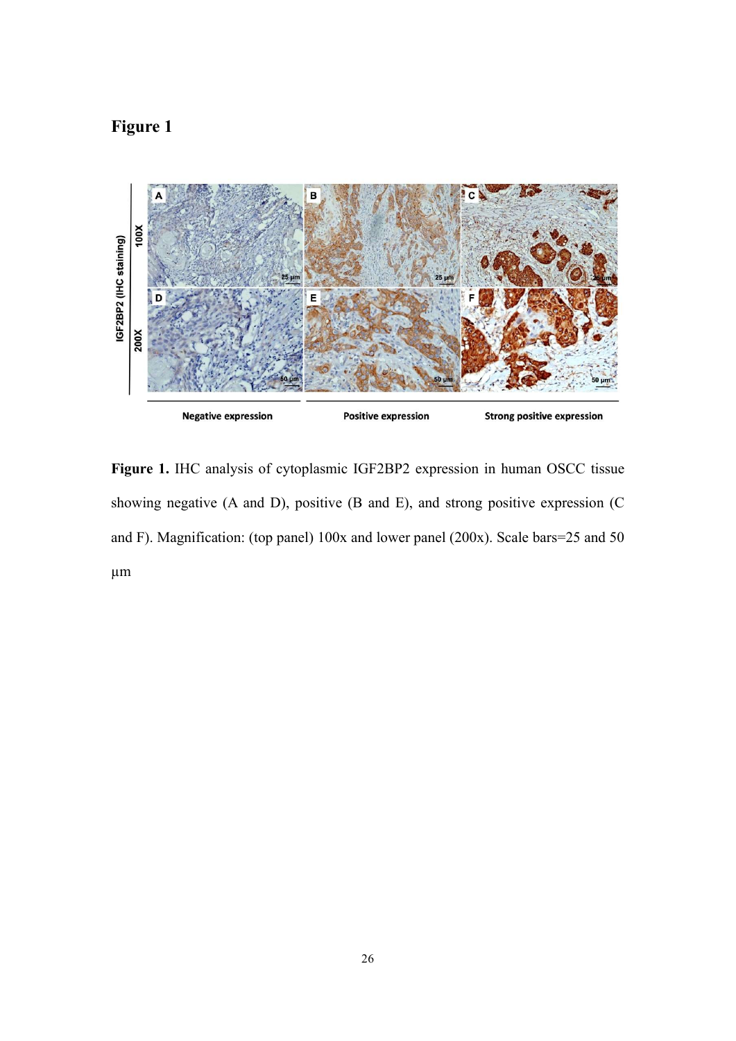# Figure 1

**Figure 1.** IHC analysis of cytoplasmic IGF2BP2 expression in human OSCC tissue showing negative (A and D), positive (B and E), and strong positive expression (C and F). Magnification: (top panel) 100x and lower panel (200x). Scale bars=25 and 50 μm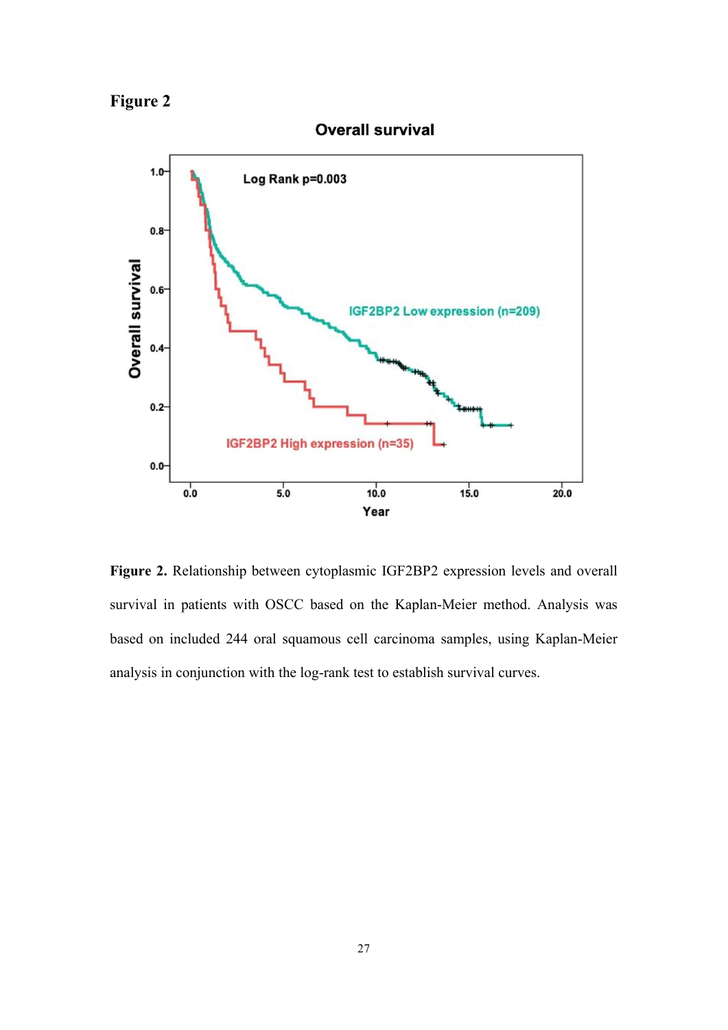**Figure 2**

Overall survival

Log Rank p=0.003

IGF2BP2 Low expression (n=209)

IGF2BP2 High expression (n=35)

Overall survival

1.0
0.8
0.6
0.4
0.2
0.0

0.0
5.0
10.0
15.0
20.0

Year

**Figure 2.** Relationship between cytoplasmic IGF2BP2 expression levels and overall survival in patients with OSCC based on the Kaplan-Meier method. Analysis was based on included 244 oral squamous cell carcinoma samples, using Kaplan-Meier analysis in conjunction with the log-rank test to establish survival curves.